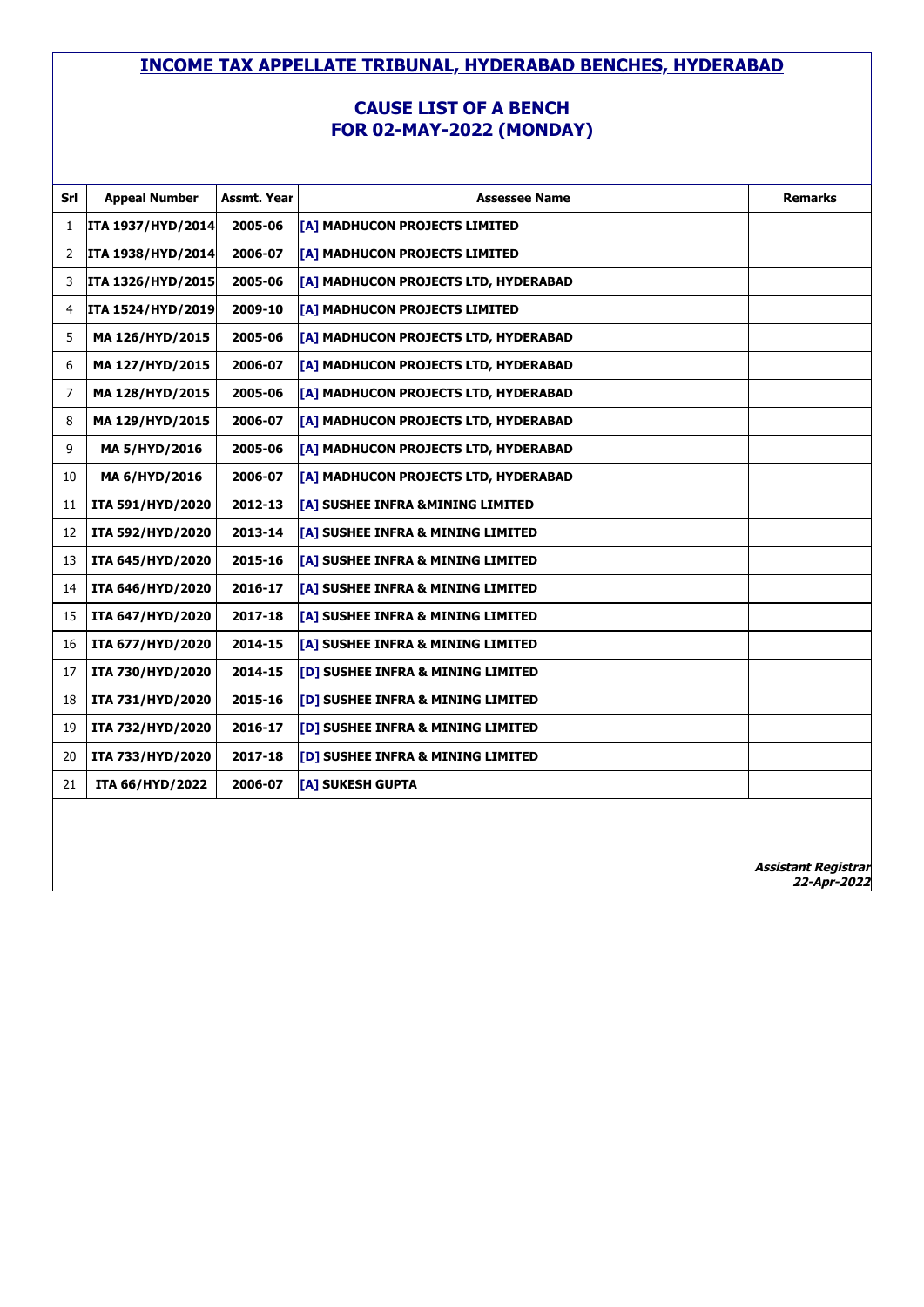# INCOME TAX APPELLATE TRIBUNAL, HYDERABAD BENCHES, HYDERABAD

## CAUSE LIST OF A BENCH
## FOR 02-MAY-2022 (MONDAY)

| Srl | Appeal Number | Assmt. Year | Assessee Name | Remarks |
|---|---|---|---|---|
| 1 | ITA 1937/HYD/2014 | 2005-06 | [A] MADHUCON PROJECTS LIMITED | |
| 2 | ITA 1938/HYD/2014 | 2006-07 | [A] MADHUCON PROJECTS LIMITED | |
| 3 | ITA 1326/HYD/2015 | 2005-06 | [A] MADHUCON PROJECTS LTD, HYDERABAD | |
| 4 | ITA 1524/HYD/2019 | 2009-10 | [A] MADHUCON PROJECTS LIMITED | |
| 5 | MA 126/HYD/2015 | 2005-06 | [A] MADHUCON PROJECTS LTD, HYDERABAD | |
| 6 | MA 127/HYD/2015 | 2006-07 | [A] MADHUCON PROJECTS LTD, HYDERABAD | |
| 7 | MA 128/HYD/2015 | 2005-06 | [A] MADHUCON PROJECTS LTD, HYDERABAD | |
| 8 | MA 129/HYD/2015 | 2006-07 | [A] MADHUCON PROJECTS LTD, HYDERABAD | |
| 9 | MA 5/HYD/2016 | 2005-06 | [A] MADHUCON PROJECTS LTD, HYDERABAD | |
| 10 | MA 6/HYD/2016 | 2006-07 | [A] MADHUCON PROJECTS LTD, HYDERABAD | |
| 11 | ITA 591/HYD/2020 | 2012-13 | [A] SUSHEE INFRA &MINING LIMITED | |
| 12 | ITA 592/HYD/2020 | 2013-14 | [A] SUSHEE INFRA & MINING LIMITED | |
| 13 | ITA 645/HYD/2020 | 2015-16 | [A] SUSHEE INFRA & MINING LIMITED | |
| 14 | ITA 646/HYD/2020 | 2016-17 | [A] SUSHEE INFRA & MINING LIMITED | |
| 15 | ITA 647/HYD/2020 | 2017-18 | [A] SUSHEE INFRA & MINING LIMITED | |
| 16 | ITA 677/HYD/2020 | 2014-15 | [A] SUSHEE INFRA & MINING LIMITED | |
| 17 | ITA 730/HYD/2020 | 2014-15 | [D] SUSHEE INFRA & MINING LIMITED | |
| 18 | ITA 731/HYD/2020 | 2015-16 | [D] SUSHEE INFRA & MINING LIMITED | |
| 19 | ITA 732/HYD/2020 | 2016-17 | [D] SUSHEE INFRA & MINING LIMITED | |
| 20 | ITA 733/HYD/2020 | 2017-18 | [D] SUSHEE INFRA & MINING LIMITED | |
| 21 | ITA 66/HYD/2022 | 2006-07 | [A] SUKESH GUPTA | |

***Assistant Registrar***
***22-Apr-2022***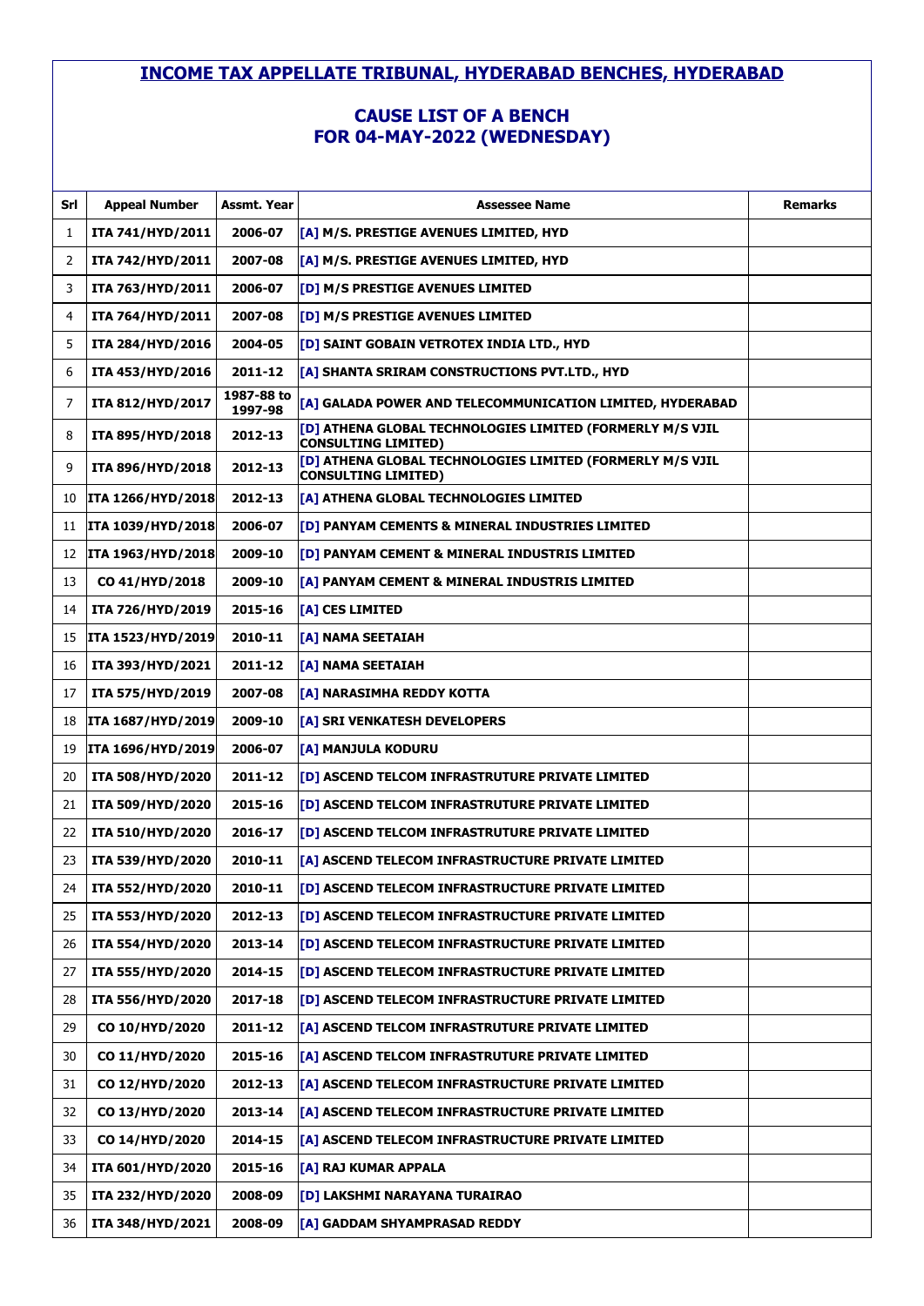# INCOME TAX APPELLATE TRIBUNAL, HYDERABAD BENCHES, HYDERABAD

## CAUSE LIST OF A BENCH
## FOR 04-MAY-2022 (WEDNESDAY)

| Srl | Appeal Number | Assmt. Year | Assessee Name | Remarks |
|---|---|---|---|---|
| 1 | ITA 741/HYD/2011 | 2006-07 | [A] M/S. PRESTIGE AVENUES LIMITED, HYD | |
| 2 | ITA 742/HYD/2011 | 2007-08 | [A] M/S. PRESTIGE AVENUES LIMITED, HYD | |
| 3 | ITA 763/HYD/2011 | 2006-07 | [D] M/S PRESTIGE AVENUES LIMITED | |
| 4 | ITA 764/HYD/2011 | 2007-08 | [D] M/S PRESTIGE AVENUES LIMITED | |
| 5 | ITA 284/HYD/2016 | 2004-05 | [D] SAINT GOBAIN VETROTEX INDIA LTD., HYD | |
| 6 | ITA 453/HYD/2016 | 2011-12 | [A] SHANTA SRIRAM CONSTRUCTIONS PVT.LTD., HYD | |
| 7 | ITA 812/HYD/2017 | 1987-88 to 1997-98 | [A] GALADA POWER AND TELECOMMUNICATION LIMITED, HYDERABAD | |
| 8 | ITA 895/HYD/2018 | 2012-13 | [D] ATHENA GLOBAL TECHNOLOGIES LIMITED (FORMERLY M/S VJIL CONSULTING LIMITED) | |
| 9 | ITA 896/HYD/2018 | 2012-13 | [D] ATHENA GLOBAL TECHNOLOGIES LIMITED (FORMERLY M/S VJIL CONSULTING LIMITED) | |
| 10 | ITA 1266/HYD/2018 | 2012-13 | [A] ATHENA GLOBAL TECHNOLOGIES LIMITED | |
| 11 | ITA 1039/HYD/2018 | 2006-07 | [D] PANYAM CEMENTS & MINERAL INDUSTRIES LIMITED | |
| 12 | ITA 1963/HYD/2018 | 2009-10 | [D] PANYAM CEMENT & MINERAL INDUSTRIS LIMITED | |
| 13 | CO 41/HYD/2018 | 2009-10 | [A] PANYAM CEMENT & MINERAL INDUSTRIS LIMITED | |
| 14 | ITA 726/HYD/2019 | 2015-16 | [A] CES LIMITED | |
| 15 | ITA 1523/HYD/2019 | 2010-11 | [A] NAMA SEETAIAH | |
| 16 | ITA 393/HYD/2021 | 2011-12 | [A] NAMA SEETAIAH | |
| 17 | ITA 575/HYD/2019 | 2007-08 | [A] NARASIMHA REDDY KOTTA | |
| 18 | ITA 1687/HYD/2019 | 2009-10 | [A] SRI VENKATESH DEVELOPERS | |
| 19 | ITA 1696/HYD/2019 | 2006-07 | [A] MANJULA KODURU | |
| 20 | ITA 508/HYD/2020 | 2011-12 | [D] ASCEND TELCOM INFRASTRUTURE PRIVATE LIMITED | |
| 21 | ITA 509/HYD/2020 | 2015-16 | [D] ASCEND TELCOM INFRASTRUTURE PRIVATE LIMITED | |
| 22 | ITA 510/HYD/2020 | 2016-17 | [D] ASCEND TELCOM INFRASTRUTURE PRIVATE LIMITED | |
| 23 | ITA 539/HYD/2020 | 2010-11 | [A] ASCEND TELECOM INFRASTRUCTURE PRIVATE LIMITED | |
| 24 | ITA 552/HYD/2020 | 2010-11 | [D] ASCEND TELECOM INFRASTRUCTURE PRIVATE LIMITED | |
| 25 | ITA 553/HYD/2020 | 2012-13 | [D] ASCEND TELECOM INFRASTRUCTURE PRIVATE LIMITED | |
| 26 | ITA 554/HYD/2020 | 2013-14 | [D] ASCEND TELECOM INFRASTRUCTURE PRIVATE LIMITED | |
| 27 | ITA 555/HYD/2020 | 2014-15 | [D] ASCEND TELECOM INFRASTRUCTURE PRIVATE LIMITED | |
| 28 | ITA 556/HYD/2020 | 2017-18 | [D] ASCEND TELECOM INFRASTRUCTURE PRIVATE LIMITED | |
| 29 | CO 10/HYD/2020 | 2011-12 | [A] ASCEND TELCOM INFRASTRUTURE PRIVATE LIMITED | |
| 30 | CO 11/HYD/2020 | 2015-16 | [A] ASCEND TELCOM INFRASTRUTURE PRIVATE LIMITED | |
| 31 | CO 12/HYD/2020 | 2012-13 | [A] ASCEND TELECOM INFRASTRUCTURE PRIVATE LIMITED | |
| 32 | CO 13/HYD/2020 | 2013-14 | [A] ASCEND TELECOM INFRASTRUCTURE PRIVATE LIMITED | |
| 33 | CO 14/HYD/2020 | 2014-15 | [A] ASCEND TELECOM INFRASTRUCTURE PRIVATE LIMITED | |
| 34 | ITA 601/HYD/2020 | 2015-16 | [A] RAJ KUMAR APPALA | |
| 35 | ITA 232/HYD/2020 | 2008-09 | [D] LAKSHMI NARAYANA TURAIRAO | |
| 36 | ITA 348/HYD/2021 | 2008-09 | [A] GADDAM SHYAMPRASAD REDDY | |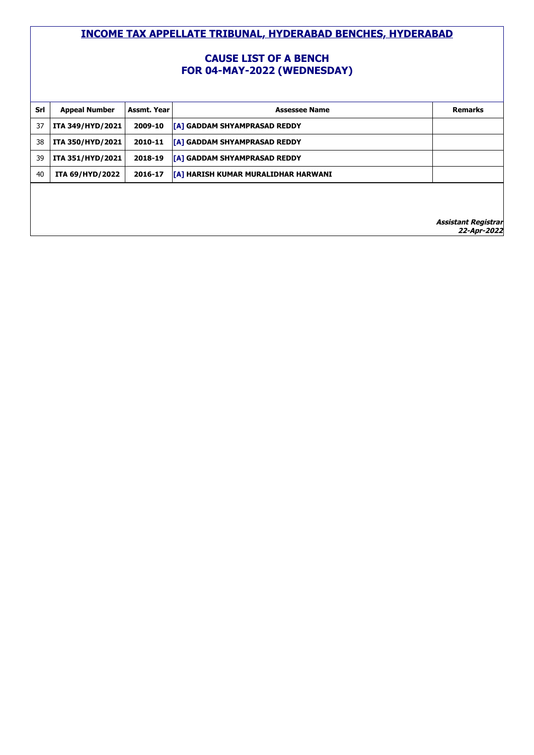# INCOME TAX APPELLATE TRIBUNAL, HYDERABAD BENCHES, HYDERABAD

## CAUSE LIST OF A BENCH
## FOR 04-MAY-2022 (WEDNESDAY)

| Srl | Appeal Number | Assmt. Year | Assessee Name | Remarks |
|---|---|---|---|---|
| 37 | ITA 349/HYD/2021 | 2009-10 | [A] GADDAM SHYAMPRASAD REDDY | |
| 38 | ITA 350/HYD/2021 | 2010-11 | [A] GADDAM SHYAMPRASAD REDDY | |
| 39 | ITA 351/HYD/2021 | 2018-19 | [A] GADDAM SHYAMPRASAD REDDY | |
| 40 | ITA 69/HYD/2022 | 2016-17 | [A] HARISH KUMAR MURALIDHAR HARWANI | |

***Assistant Registrar***
***22-Apr-2022***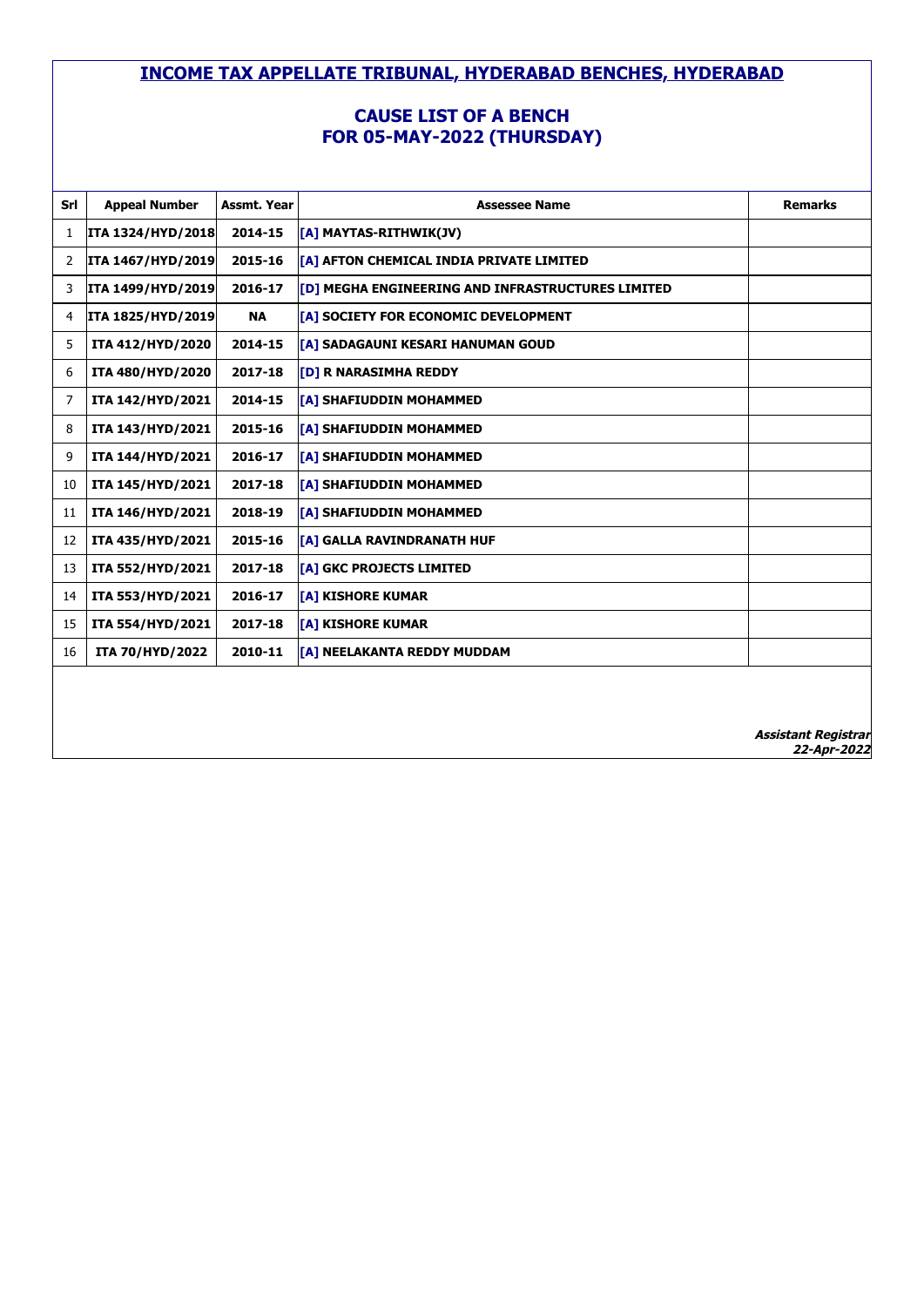# INCOME TAX APPELLATE TRIBUNAL, HYDERABAD BENCHES, HYDERABAD

## CAUSE LIST OF A BENCH
## FOR 05-MAY-2022 (THURSDAY)

| Srl | Appeal Number | Assmt. Year | Assessee Name | Remarks |
|---|---|---|---|---|
| 1 | ITA 1324/HYD/2018 | 2014-15 | [A] MAYTAS-RITHWIK(JV) | |
| 2 | ITA 1467/HYD/2019 | 2015-16 | [A] AFTON CHEMICAL INDIA PRIVATE LIMITED | |
| 3 | ITA 1499/HYD/2019 | 2016-17 | [D] MEGHA ENGINEERING AND INFRASTRUCTURES LIMITED | |
| 4 | ITA 1825/HYD/2019 | NA | [A] SOCIETY FOR ECONOMIC DEVELOPMENT | |
| 5 | ITA 412/HYD/2020 | 2014-15 | [A] SADAGAUNI KESARI HANUMAN GOUD | |
| 6 | ITA 480/HYD/2020 | 2017-18 | [D] R NARASIMHA REDDY | |
| 7 | ITA 142/HYD/2021 | 2014-15 | [A] SHAFIUDDIN MOHAMMED | |
| 8 | ITA 143/HYD/2021 | 2015-16 | [A] SHAFIUDDIN MOHAMMED | |
| 9 | ITA 144/HYD/2021 | 2016-17 | [A] SHAFIUDDIN MOHAMMED | |
| 10 | ITA 145/HYD/2021 | 2017-18 | [A] SHAFIUDDIN MOHAMMED | |
| 11 | ITA 146/HYD/2021 | 2018-19 | [A] SHAFIUDDIN MOHAMMED | |
| 12 | ITA 435/HYD/2021 | 2015-16 | [A] GALLA RAVINDRANATH HUF | |
| 13 | ITA 552/HYD/2021 | 2017-18 | [A] GKC PROJECTS LIMITED | |
| 14 | ITA 553/HYD/2021 | 2016-17 | [A] KISHORE KUMAR | |
| 15 | ITA 554/HYD/2021 | 2017-18 | [A] KISHORE KUMAR | |
| 16 | ITA 70/HYD/2022 | 2010-11 | [A] NEELAKANTA REDDY MUDDAM | |

***Assistant Registrar***
***22-Apr-2022***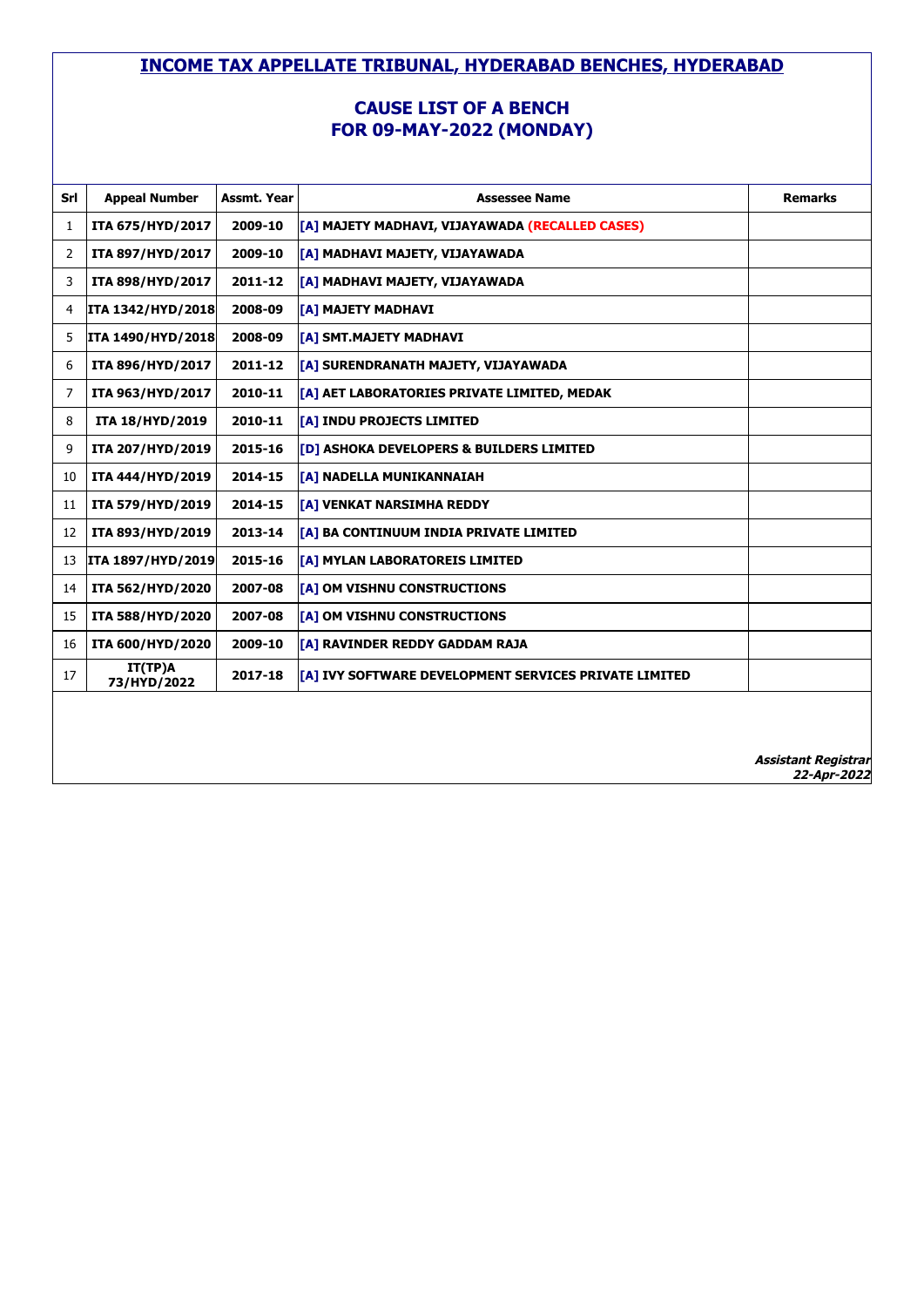# INCOME TAX APPELLATE TRIBUNAL, HYDERABAD BENCHES, HYDERABAD

## CAUSE LIST OF A BENCH
## FOR 09-MAY-2022 (MONDAY)

| Srl | Appeal Number | Assmt. Year | Assessee Name | Remarks |
|---|---|---|---|---|
| 1 | ITA 675/HYD/2017 | 2009-10 | [A] MAJETY MADHAVI, VIJAYAWADA (RECALLED CASES) | |
| 2 | ITA 897/HYD/2017 | 2009-10 | [A] MADHAVI MAJETY, VIJAYAWADA | |
| 3 | ITA 898/HYD/2017 | 2011-12 | [A] MADHAVI MAJETY, VIJAYAWADA | |
| 4 | ITA 1342/HYD/2018 | 2008-09 | [A] MAJETY MADHAVI | |
| 5 | ITA 1490/HYD/2018 | 2008-09 | [A] SMT.MAJETY MADHAVI | |
| 6 | ITA 896/HYD/2017 | 2011-12 | [A] SURENDRANATH MAJETY, VIJAYAWADA | |
| 7 | ITA 963/HYD/2017 | 2010-11 | [A] AET LABORATORIES PRIVATE LIMITED, MEDAK | |
| 8 | ITA 18/HYD/2019 | 2010-11 | [A] INDU PROJECTS LIMITED | |
| 9 | ITA 207/HYD/2019 | 2015-16 | [D] ASHOKA DEVELOPERS & BUILDERS LIMITED | |
| 10 | ITA 444/HYD/2019 | 2014-15 | [A] NADELLA MUNIKANNAIAH | |
| 11 | ITA 579/HYD/2019 | 2014-15 | [A] VENKAT NARSIMHA REDDY | |
| 12 | ITA 893/HYD/2019 | 2013-14 | [A] BA CONTINUUM INDIA PRIVATE LIMITED | |
| 13 | ITA 1897/HYD/2019 | 2015-16 | [A] MYLAN LABORATOREIS LIMITED | |
| 14 | ITA 562/HYD/2020 | 2007-08 | [A] OM VISHNU CONSTRUCTIONS | |
| 15 | ITA 588/HYD/2020 | 2007-08 | [A] OM VISHNU CONSTRUCTIONS | |
| 16 | ITA 600/HYD/2020 | 2009-10 | [A] RAVINDER REDDY GADDAM RAJA | |
| 17 | IT(TP)A 73/HYD/2022 | 2017-18 | [A] IVY SOFTWARE DEVELOPMENT SERVICES PRIVATE LIMITED | |

***Assistant Registrar***
***22-Apr-2022***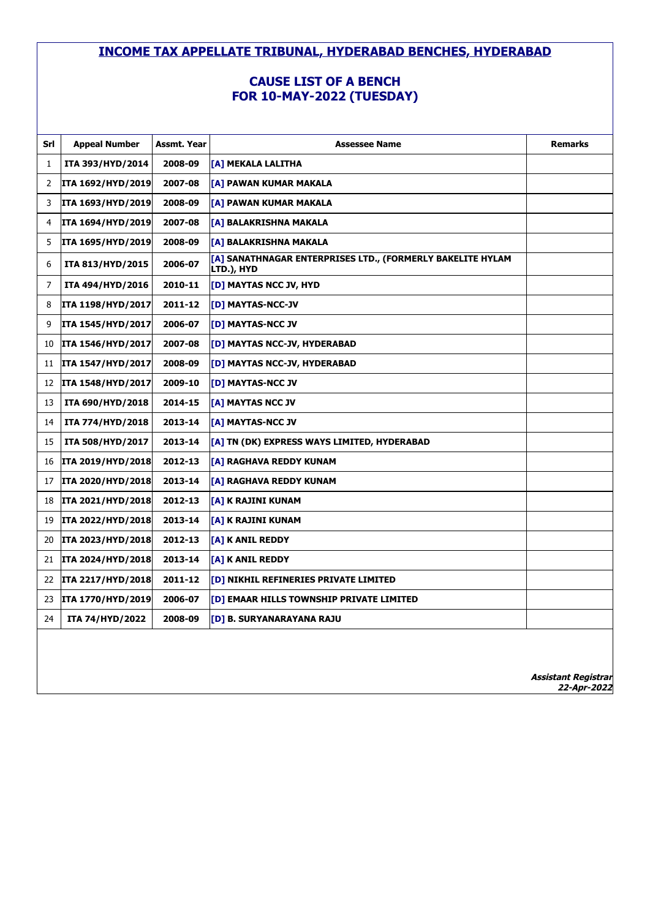# INCOME TAX APPELLATE TRIBUNAL, HYDERABAD BENCHES, HYDERABAD

## CAUSE LIST OF A BENCH
## FOR 10-MAY-2022 (TUESDAY)

| Srl | Appeal Number | Assmt. Year | Assessee Name | Remarks |
|---|---|---|---|---|
| 1 | ITA 393/HYD/2014 | 2008-09 | [A] MEKALA LALITHA | |
| 2 | ITA 1692/HYD/2019 | 2007-08 | [A] PAWAN KUMAR MAKALA | |
| 3 | ITA 1693/HYD/2019 | 2008-09 | [A] PAWAN KUMAR MAKALA | |
| 4 | ITA 1694/HYD/2019 | 2007-08 | [A] BALAKRISHNA MAKALA | |
| 5 | ITA 1695/HYD/2019 | 2008-09 | [A] BALAKRISHNA MAKALA | |
| 6 | ITA 813/HYD/2015 | 2006-07 | [A] SANATHNAGAR ENTERPRISES LTD., (FORMERLY BAKELITE HYLAM LTD.), HYD | |
| 7 | ITA 494/HYD/2016 | 2010-11 | [D] MAYTAS NCC JV, HYD | |
| 8 | ITA 1198/HYD/2017 | 2011-12 | [D] MAYTAS-NCC-JV | |
| 9 | ITA 1545/HYD/2017 | 2006-07 | [D] MAYTAS-NCC JV | |
| 10 | ITA 1546/HYD/2017 | 2007-08 | [D] MAYTAS NCC-JV, HYDERABAD | |
| 11 | ITA 1547/HYD/2017 | 2008-09 | [D] MAYTAS NCC-JV, HYDERABAD | |
| 12 | ITA 1548/HYD/2017 | 2009-10 | [D] MAYTAS-NCC JV | |
| 13 | ITA 690/HYD/2018 | 2014-15 | [A] MAYTAS NCC JV | |
| 14 | ITA 774/HYD/2018 | 2013-14 | [A] MAYTAS-NCC JV | |
| 15 | ITA 508/HYD/2017 | 2013-14 | [A] TN (DK) EXPRESS WAYS LIMITED, HYDERABAD | |
| 16 | ITA 2019/HYD/2018 | 2012-13 | [A] RAGHAVA REDDY KUNAM | |
| 17 | ITA 2020/HYD/2018 | 2013-14 | [A] RAGHAVA REDDY KUNAM | |
| 18 | ITA 2021/HYD/2018 | 2012-13 | [A] K RAJINI KUNAM | |
| 19 | ITA 2022/HYD/2018 | 2013-14 | [A] K RAJINI KUNAM | |
| 20 | ITA 2023/HYD/2018 | 2012-13 | [A] K ANIL REDDY | |
| 21 | ITA 2024/HYD/2018 | 2013-14 | [A] K ANIL REDDY | |
| 22 | ITA 2217/HYD/2018 | 2011-12 | [D] NIKHIL REFINERIES PRIVATE LIMITED | |
| 23 | ITA 1770/HYD/2019 | 2006-07 | [D] EMAAR HILLS TOWNSHIP PRIVATE LIMITED | |
| 24 | ITA 74/HYD/2022 | 2008-09 | [D] B. SURYANARAYANA RAJU | |

***Assistant Registrar***
***22-Apr-2022***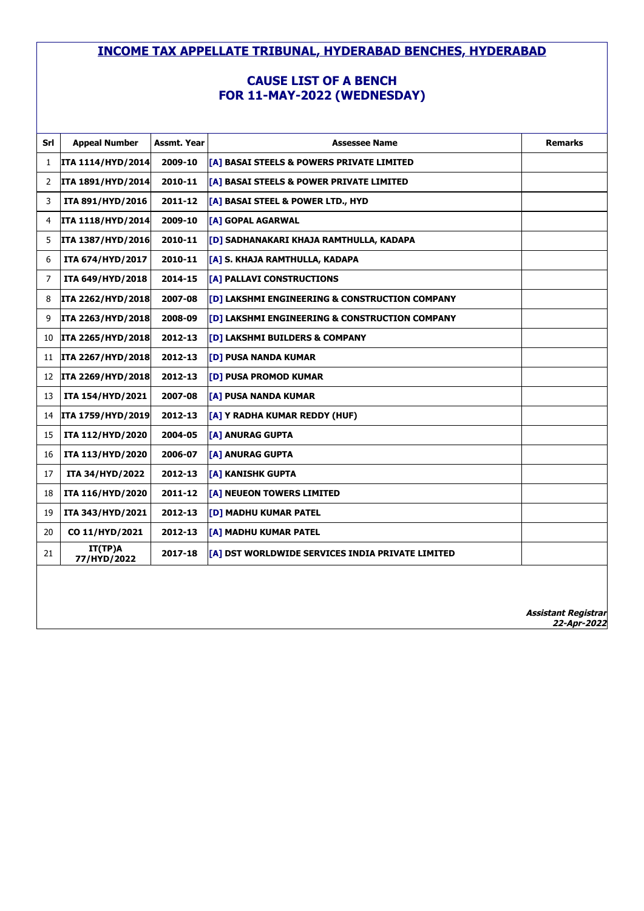# INCOME TAX APPELLATE TRIBUNAL, HYDERABAD BENCHES, HYDERABAD

## CAUSE LIST OF A BENCH
## FOR 11-MAY-2022 (WEDNESDAY)

| Srl | Appeal Number | Assmt. Year | Assessee Name | Remarks |
|---|---|---|---|---|
| 1 | ITA 1114/HYD/2014 | 2009-10 | [A] BASAI STEELS & POWERS PRIVATE LIMITED | |
| 2 | ITA 1891/HYD/2014 | 2010-11 | [A] BASAI STEELS & POWER PRIVATE LIMITED | |
| 3 | ITA 891/HYD/2016 | 2011-12 | [A] BASAI STEEL & POWER LTD., HYD | |
| 4 | ITA 1118/HYD/2014 | 2009-10 | [A] GOPAL AGARWAL | |
| 5 | ITA 1387/HYD/2016 | 2010-11 | [D] SADHANAKARI KHAJA RAMTHULLA, KADAPA | |
| 6 | ITA 674/HYD/2017 | 2010-11 | [A] S. KHAJA RAMTHULLA, KADAPA | |
| 7 | ITA 649/HYD/2018 | 2014-15 | [A] PALLAVI CONSTRUCTIONS | |
| 8 | ITA 2262/HYD/2018 | 2007-08 | [D] LAKSHMI ENGINEERING & CONSTRUCTION COMPANY | |
| 9 | ITA 2263/HYD/2018 | 2008-09 | [D] LAKSHMI ENGINEERING & CONSTRUCTION COMPANY | |
| 10 | ITA 2265/HYD/2018 | 2012-13 | [D] LAKSHMI BUILDERS & COMPANY | |
| 11 | ITA 2267/HYD/2018 | 2012-13 | [D] PUSA NANDA KUMAR | |
| 12 | ITA 2269/HYD/2018 | 2012-13 | [D] PUSA PROMOD KUMAR | |
| 13 | ITA 154/HYD/2021 | 2007-08 | [A] PUSA NANDA KUMAR | |
| 14 | ITA 1759/HYD/2019 | 2012-13 | [A] Y RADHA KUMAR REDDY (HUF) | |
| 15 | ITA 112/HYD/2020 | 2004-05 | [A] ANURAG GUPTA | |
| 16 | ITA 113/HYD/2020 | 2006-07 | [A] ANURAG GUPTA | |
| 17 | ITA 34/HYD/2022 | 2012-13 | [A] KANISHK GUPTA | |
| 18 | ITA 116/HYD/2020 | 2011-12 | [A] NEUEON TOWERS LIMITED | |
| 19 | ITA 343/HYD/2021 | 2012-13 | [D] MADHU KUMAR PATEL | |
| 20 | CO 11/HYD/2021 | 2012-13 | [A] MADHU KUMAR PATEL | |
| 21 | IT(TP)A 77/HYD/2022 | 2017-18 | [A] DST WORLDWIDE SERVICES INDIA PRIVATE LIMITED | |

***Assistant Registrar***
***22-Apr-2022***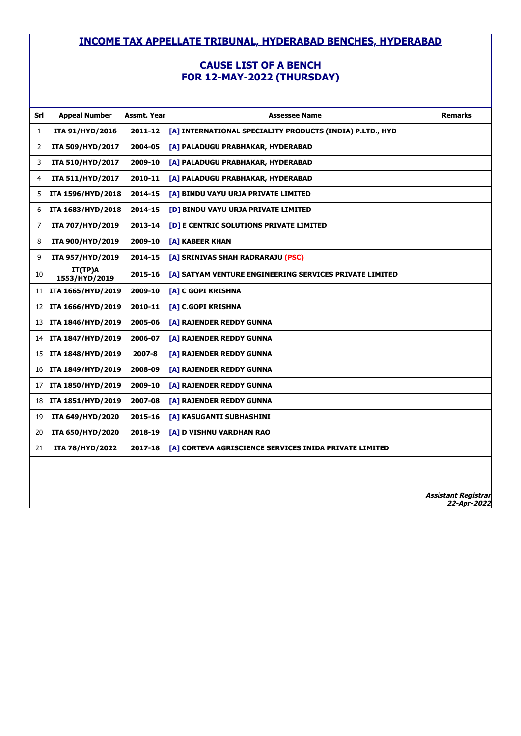# INCOME TAX APPELLATE TRIBUNAL, HYDERABAD BENCHES, HYDERABAD

## CAUSE LIST OF A BENCH
## FOR 12-MAY-2022 (THURSDAY)

| Srl | Appeal Number | Assmt. Year | Assessee Name | Remarks |
|---|---|---|---|---|
| 1 | ITA 91/HYD/2016 | 2011-12 | [A] INTERNATIONAL SPECIALITY PRODUCTS (INDIA) P.LTD., HYD | |
| 2 | ITA 509/HYD/2017 | 2004-05 | [A] PALADUGU PRABHAKAR, HYDERABAD | |
| 3 | ITA 510/HYD/2017 | 2009-10 | [A] PALADUGU PRABHAKAR, HYDERABAD | |
| 4 | ITA 511/HYD/2017 | 2010-11 | [A] PALADUGU PRABHAKAR, HYDERABAD | |
| 5 | ITA 1596/HYD/2018 | 2014-15 | [A] BINDU VAYU URJA PRIVATE LIMITED | |
| 6 | ITA 1683/HYD/2018 | 2014-15 | [D] BINDU VAYU URJA PRIVATE LIMITED | |
| 7 | ITA 707/HYD/2019 | 2013-14 | [D] E CENTRIC SOLUTIONS PRIVATE LIMITED | |
| 8 | ITA 900/HYD/2019 | 2009-10 | [A] KABEER KHAN | |
| 9 | ITA 957/HYD/2019 | 2014-15 | [A] SRINIVAS SHAH RADRARAJU (PSC) | |
| 10 | IT(TP)A 1553/HYD/2019 | 2015-16 | [A] SATYAM VENTURE ENGINEERING SERVICES PRIVATE LIMITED | |
| 11 | ITA 1665/HYD/2019 | 2009-10 | [A] C GOPI KRISHNA | |
| 12 | ITA 1666/HYD/2019 | 2010-11 | [A] C.GOPI KRISHNA | |
| 13 | ITA 1846/HYD/2019 | 2005-06 | [A] RAJENDER REDDY GUNNA | |
| 14 | ITA 1847/HYD/2019 | 2006-07 | [A] RAJENDER REDDY GUNNA | |
| 15 | ITA 1848/HYD/2019 | 2007-8 | [A] RAJENDER REDDY GUNNA | |
| 16 | ITA 1849/HYD/2019 | 2008-09 | [A] RAJENDER REDDY GUNNA | |
| 17 | ITA 1850/HYD/2019 | 2009-10 | [A] RAJENDER REDDY GUNNA | |
| 18 | ITA 1851/HYD/2019 | 2007-08 | [A] RAJENDER REDDY GUNNA | |
| 19 | ITA 649/HYD/2020 | 2015-16 | [A] KASUGANTI SUBHASHINI | |
| 20 | ITA 650/HYD/2020 | 2018-19 | [A] D VISHNU VARDHAN RAO | |
| 21 | ITA 78/HYD/2022 | 2017-18 | [A] CORTEVA AGRISCIENCE SERVICES INIDA PRIVATE LIMITED | |

***Assistant Registrar***
***22-Apr-2022***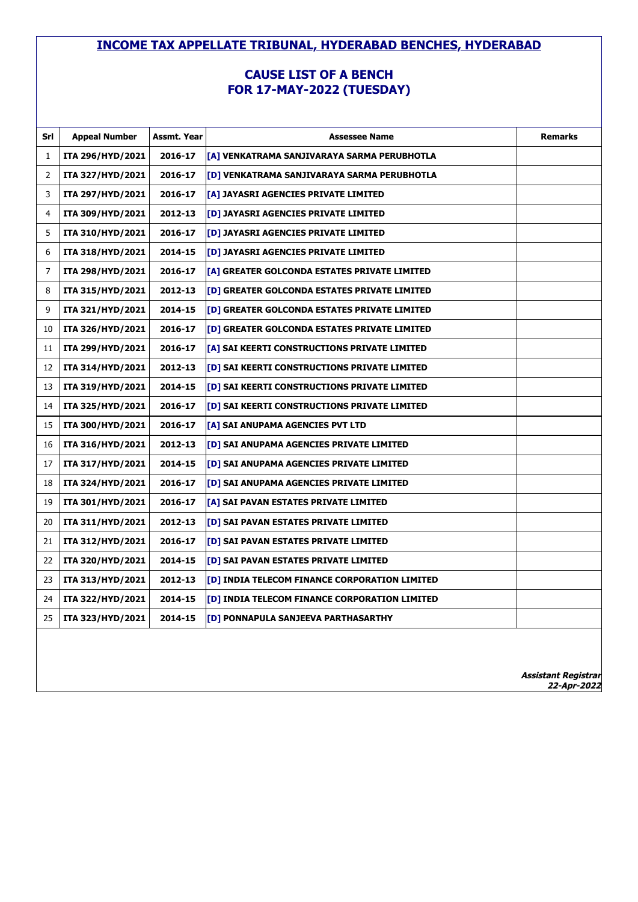# INCOME TAX APPELLATE TRIBUNAL, HYDERABAD BENCHES, HYDERABAD

## CAUSE LIST OF A BENCH
## FOR 17-MAY-2022 (TUESDAY)

| Srl | Appeal Number | Assmt. Year | Assessee Name | Remarks |
|---|---|---|---|---|
| 1 | ITA 296/HYD/2021 | 2016-17 | [A] VENKATRAMA SANJIVARAYA SARMA PERUBHOTLA | |
| 2 | ITA 327/HYD/2021 | 2016-17 | [D] VENKATRAMA SANJIVARAYA SARMA PERUBHOTLA | |
| 3 | ITA 297/HYD/2021 | 2016-17 | [A] JAYASRI AGENCIES PRIVATE LIMITED | |
| 4 | ITA 309/HYD/2021 | 2012-13 | [D] JAYASRI AGENCIES PRIVATE LIMITED | |
| 5 | ITA 310/HYD/2021 | 2016-17 | [D] JAYASRI AGENCIES PRIVATE LIMITED | |
| 6 | ITA 318/HYD/2021 | 2014-15 | [D] JAYASRI AGENCIES PRIVATE LIMITED | |
| 7 | ITA 298/HYD/2021 | 2016-17 | [A] GREATER GOLCONDA ESTATES PRIVATE LIMITED | |
| 8 | ITA 315/HYD/2021 | 2012-13 | [D] GREATER GOLCONDA ESTATES PRIVATE LIMITED | |
| 9 | ITA 321/HYD/2021 | 2014-15 | [D] GREATER GOLCONDA ESTATES PRIVATE LIMITED | |
| 10 | ITA 326/HYD/2021 | 2016-17 | [D] GREATER GOLCONDA ESTATES PRIVATE LIMITED | |
| 11 | ITA 299/HYD/2021 | 2016-17 | [A] SAI KEERTI CONSTRUCTIONS PRIVATE LIMITED | |
| 12 | ITA 314/HYD/2021 | 2012-13 | [D] SAI KEERTI CONSTRUCTIONS PRIVATE LIMITED | |
| 13 | ITA 319/HYD/2021 | 2014-15 | [D] SAI KEERTI CONSTRUCTIONS PRIVATE LIMITED | |
| 14 | ITA 325/HYD/2021 | 2016-17 | [D] SAI KEERTI CONSTRUCTIONS PRIVATE LIMITED | |
| 15 | ITA 300/HYD/2021 | 2016-17 | [A] SAI ANUPAMA AGENCIES PVT LTD | |
| 16 | ITA 316/HYD/2021 | 2012-13 | [D] SAI ANUPAMA AGENCIES PRIVATE LIMITED | |
| 17 | ITA 317/HYD/2021 | 2014-15 | [D] SAI ANUPAMA AGENCIES PRIVATE LIMITED | |
| 18 | ITA 324/HYD/2021 | 2016-17 | [D] SAI ANUPAMA AGENCIES PRIVATE LIMITED | |
| 19 | ITA 301/HYD/2021 | 2016-17 | [A] SAI PAVAN ESTATES PRIVATE LIMITED | |
| 20 | ITA 311/HYD/2021 | 2012-13 | [D] SAI PAVAN ESTATES PRIVATE LIMITED | |
| 21 | ITA 312/HYD/2021 | 2016-17 | [D] SAI PAVAN ESTATES PRIVATE LIMITED | |
| 22 | ITA 320/HYD/2021 | 2014-15 | [D] SAI PAVAN ESTATES PRIVATE LIMITED | |
| 23 | ITA 313/HYD/2021 | 2012-13 | [D] INDIA TELECOM FINANCE CORPORATION LIMITED | |
| 24 | ITA 322/HYD/2021 | 2014-15 | [D] INDIA TELECOM FINANCE CORPORATION LIMITED | |
| 25 | ITA 323/HYD/2021 | 2014-15 | [D] PONNAPULA SANJEEVA PARTHASARTHY | |

***Assistant Registrar***
***22-Apr-2022***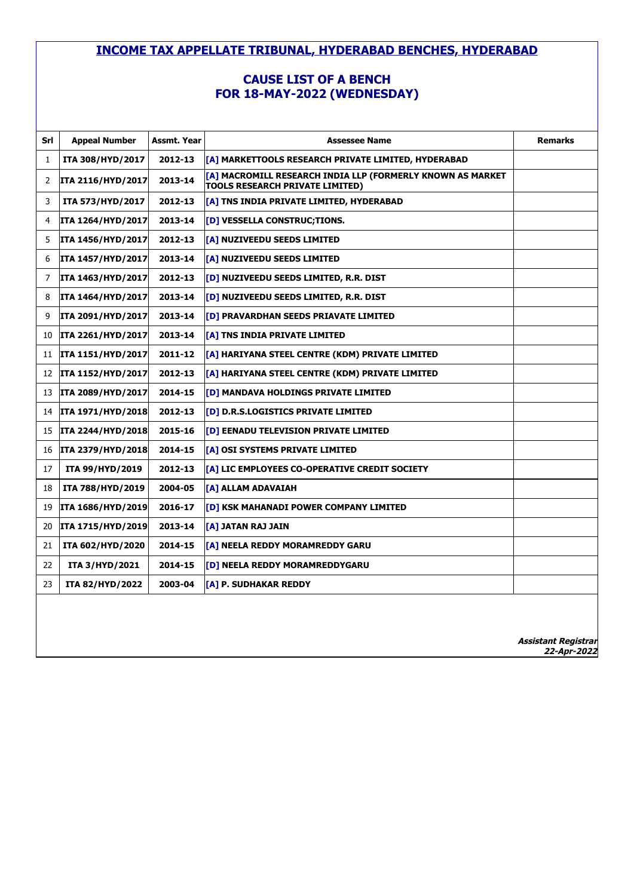# INCOME TAX APPELLATE TRIBUNAL, HYDERABAD BENCHES, HYDERABAD

## CAUSE LIST OF A BENCH
## FOR 18-MAY-2022 (WEDNESDAY)

| Srl | Appeal Number | Assmt. Year | Assessee Name | Remarks |
|---|---|---|---|---|
| 1 | ITA 308/HYD/2017 | 2012-13 | [A] MARKETTOOLS RESEARCH PRIVATE LIMITED, HYDERABAD | |
| 2 | ITA 2116/HYD/2017 | 2013-14 | [A] MACROMILL RESEARCH INDIA LLP (FORMERLY KNOWN AS MARKET TOOLS RESEARCH PRIVATE LIMITED) | |
| 3 | ITA 573/HYD/2017 | 2012-13 | [A] TNS INDIA PRIVATE LIMITED, HYDERABAD | |
| 4 | ITA 1264/HYD/2017 | 2013-14 | [D] VESSELLA CONSTRUC;TIONS. | |
| 5 | ITA 1456/HYD/2017 | 2012-13 | [A] NUZIVEEDU SEEDS LIMITED | |
| 6 | ITA 1457/HYD/2017 | 2013-14 | [A] NUZIVEEDU SEEDS LIMITED | |
| 7 | ITA 1463/HYD/2017 | 2012-13 | [D] NUZIVEEDU SEEDS LIMITED, R.R. DIST | |
| 8 | ITA 1464/HYD/2017 | 2013-14 | [D] NUZIVEEDU SEEDS LIMITED, R.R. DIST | |
| 9 | ITA 2091/HYD/2017 | 2013-14 | [D] PRAVARDHAN SEEDS PRIAVATE LIMITED | |
| 10 | ITA 2261/HYD/2017 | 2013-14 | [A] TNS INDIA PRIVATE LIMITED | |
| 11 | ITA 1151/HYD/2017 | 2011-12 | [A] HARIYANA STEEL CENTRE (KDM) PRIVATE LIMITED | |
| 12 | ITA 1152/HYD/2017 | 2012-13 | [A] HARIYANA STEEL CENTRE (KDM) PRIVATE LIMITED | |
| 13 | ITA 2089/HYD/2017 | 2014-15 | [D] MANDAVA HOLDINGS PRIVATE LIMITED | |
| 14 | ITA 1971/HYD/2018 | 2012-13 | [D] D.R.S.LOGISTICS PRIVATE LIMITED | |
| 15 | ITA 2244/HYD/2018 | 2015-16 | [D] EENADU TELEVISION PRIVATE LIMITED | |
| 16 | ITA 2379/HYD/2018 | 2014-15 | [A] OSI SYSTEMS PRIVATE LIMITED | |
| 17 | ITA 99/HYD/2019 | 2012-13 | [A] LIC EMPLOYEES CO-OPERATIVE CREDIT SOCIETY | |
| 18 | ITA 788/HYD/2019 | 2004-05 | [A] ALLAM ADAVAIAH | |
| 19 | ITA 1686/HYD/2019 | 2016-17 | [D] KSK MAHANADI POWER COMPANY LIMITED | |
| 20 | ITA 1715/HYD/2019 | 2013-14 | [A] JATAN RAJ JAIN | |
| 21 | ITA 602/HYD/2020 | 2014-15 | [A] NEELA REDDY MORAMREDDY GARU | |
| 22 | ITA 3/HYD/2021 | 2014-15 | [D] NEELA REDDY MORAMREDDYGARU | |
| 23 | ITA 82/HYD/2022 | 2003-04 | [A] P. SUDHAKAR REDDY | |

***Assistant Registrar***
***22-Apr-2022***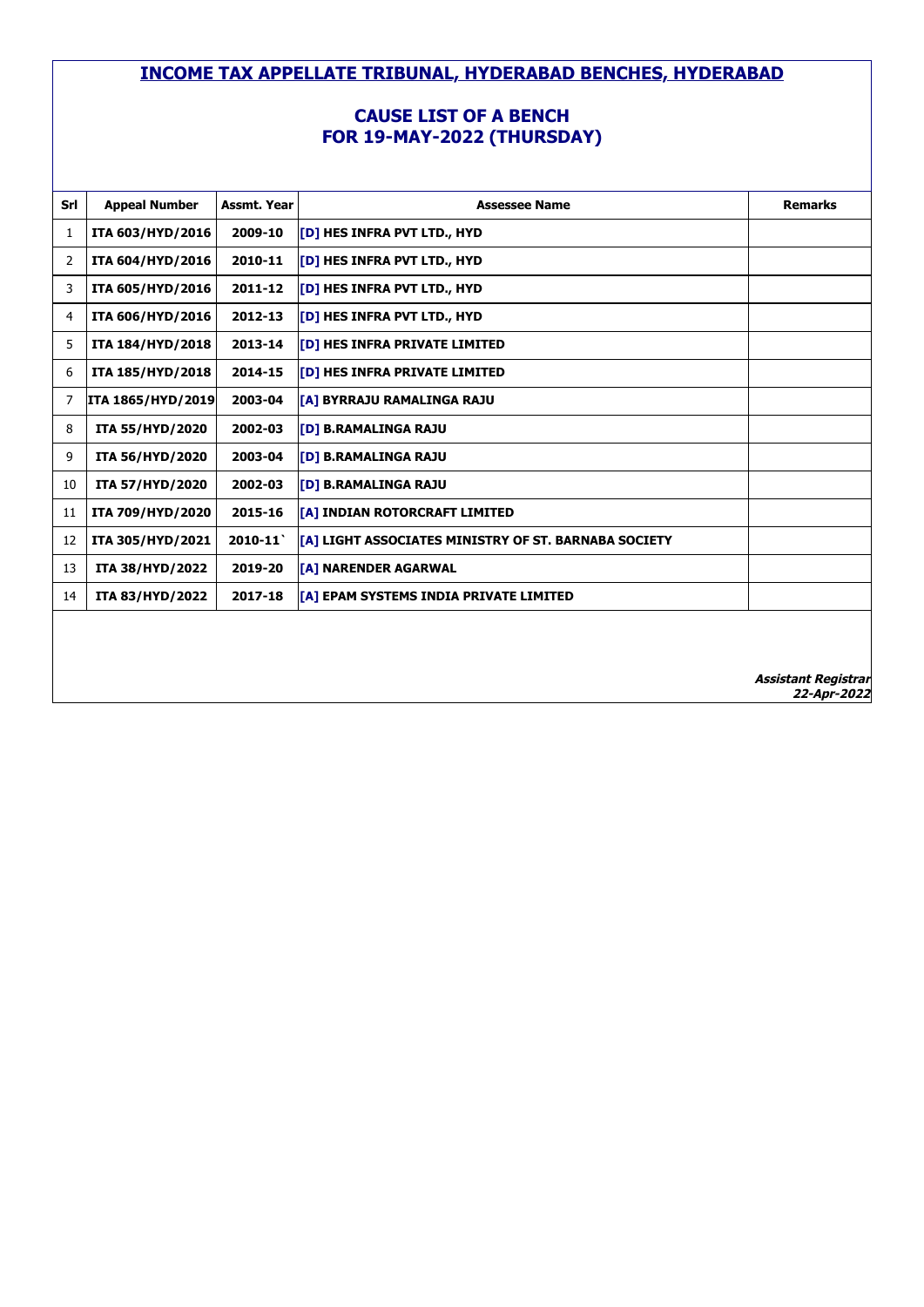# INCOME TAX APPELLATE TRIBUNAL, HYDERABAD BENCHES, HYDERABAD

## CAUSE LIST OF A BENCH
## FOR 19-MAY-2022 (THURSDAY)

| Srl | Appeal Number | Assmt. Year | Assessee Name | Remarks |
|---|---|---|---|---|
| 1 | ITA 603/HYD/2016 | 2009-10 | [D] HES INFRA PVT LTD., HYD | |
| 2 | ITA 604/HYD/2016 | 2010-11 | [D] HES INFRA PVT LTD., HYD | |
| 3 | ITA 605/HYD/2016 | 2011-12 | [D] HES INFRA PVT LTD., HYD | |
| 4 | ITA 606/HYD/2016 | 2012-13 | [D] HES INFRA PVT LTD., HYD | |
| 5 | ITA 184/HYD/2018 | 2013-14 | [D] HES INFRA PRIVATE LIMITED | |
| 6 | ITA 185/HYD/2018 | 2014-15 | [D] HES INFRA PRIVATE LIMITED | |
| 7 | ITA 1865/HYD/2019 | 2003-04 | [A] BYRRAJU RAMALINGA RAJU | |
| 8 | ITA 55/HYD/2020 | 2002-03 | [D] B.RAMALINGA RAJU | |
| 9 | ITA 56/HYD/2020 | 2003-04 | [D] B.RAMALINGA RAJU | |
| 10 | ITA 57/HYD/2020 | 2002-03 | [D] B.RAMALINGA RAJU | |
| 11 | ITA 709/HYD/2020 | 2015-16 | [A] INDIAN ROTORCRAFT LIMITED | |
| 12 | ITA 305/HYD/2021 | 2010-11` | [A] LIGHT ASSOCIATES MINISTRY OF ST. BARNABA SOCIETY | |
| 13 | ITA 38/HYD/2022 | 2019-20 | [A] NARENDER AGARWAL | |
| 14 | ITA 83/HYD/2022 | 2017-18 | [A] EPAM SYSTEMS INDIA PRIVATE LIMITED | |

***Assistant Registrar***
***22-Apr-2022***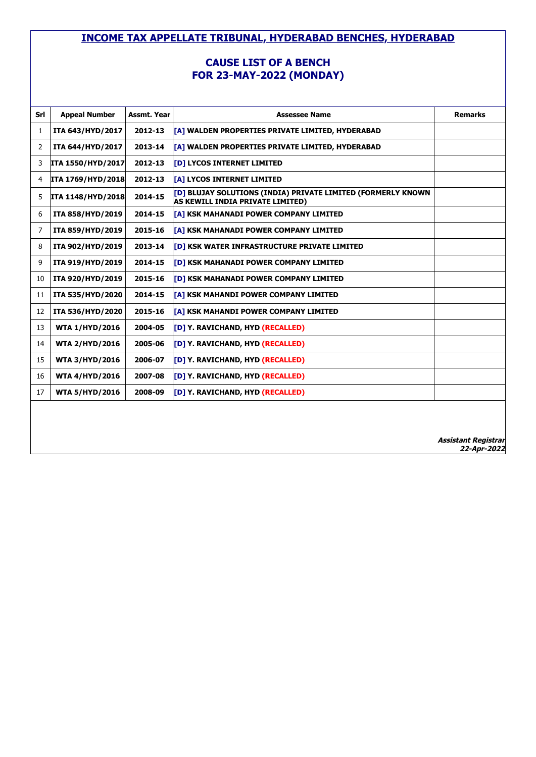# INCOME TAX APPELLATE TRIBUNAL, HYDERABAD BENCHES, HYDERABAD

## CAUSE LIST OF A BENCH
## FOR 23-MAY-2022 (MONDAY)

| Srl | Appeal Number | Assmt. Year | Assessee Name | Remarks |
|---|---|---|---|---|
| 1 | ITA 643/HYD/2017 | 2012-13 | [A] WALDEN PROPERTIES PRIVATE LIMITED, HYDERABAD | |
| 2 | ITA 644/HYD/2017 | 2013-14 | [A] WALDEN PROPERTIES PRIVATE LIMITED, HYDERABAD | |
| 3 | ITA 1550/HYD/2017 | 2012-13 | [D] LYCOS INTERNET LIMITED | |
| 4 | ITA 1769/HYD/2018 | 2012-13 | [A] LYCOS INTERNET LIMITED | |
| 5 | ITA 1148/HYD/2018 | 2014-15 | [D] BLUJAY SOLUTIONS (INDIA) PRIVATE LIMITED (FORMERLY KNOWN AS KEWILL INDIA PRIVATE LIMITED) | |
| 6 | ITA 858/HYD/2019 | 2014-15 | [A] KSK MAHANADI POWER COMPANY LIMITED | |
| 7 | ITA 859/HYD/2019 | 2015-16 | [A] KSK MAHANADI POWER COMPANY LIMITED | |
| 8 | ITA 902/HYD/2019 | 2013-14 | [D] KSK WATER INFRASTRUCTURE PRIVATE LIMITED | |
| 9 | ITA 919/HYD/2019 | 2014-15 | [D] KSK MAHANADI POWER COMPANY LIMITED | |
| 10 | ITA 920/HYD/2019 | 2015-16 | [D] KSK MAHANADI POWER COMPANY LIMITED | |
| 11 | ITA 535/HYD/2020 | 2014-15 | [A] KSK MAHANDI POWER COMPANY LIMITED | |
| 12 | ITA 536/HYD/2020 | 2015-16 | [A] KSK MAHANDI POWER COMPANY LIMITED | |
| 13 | WTA 1/HYD/2016 | 2004-05 | [D] Y. RAVICHAND, HYD (RECALLED) | |
| 14 | WTA 2/HYD/2016 | 2005-06 | [D] Y. RAVICHAND, HYD (RECALLED) | |
| 15 | WTA 3/HYD/2016 | 2006-07 | [D] Y. RAVICHAND, HYD (RECALLED) | |
| 16 | WTA 4/HYD/2016 | 2007-08 | [D] Y. RAVICHAND, HYD (RECALLED) | |
| 17 | WTA 5/HYD/2016 | 2008-09 | [D] Y. RAVICHAND, HYD (RECALLED) | |

***Assistant Registrar***
***22-Apr-2022***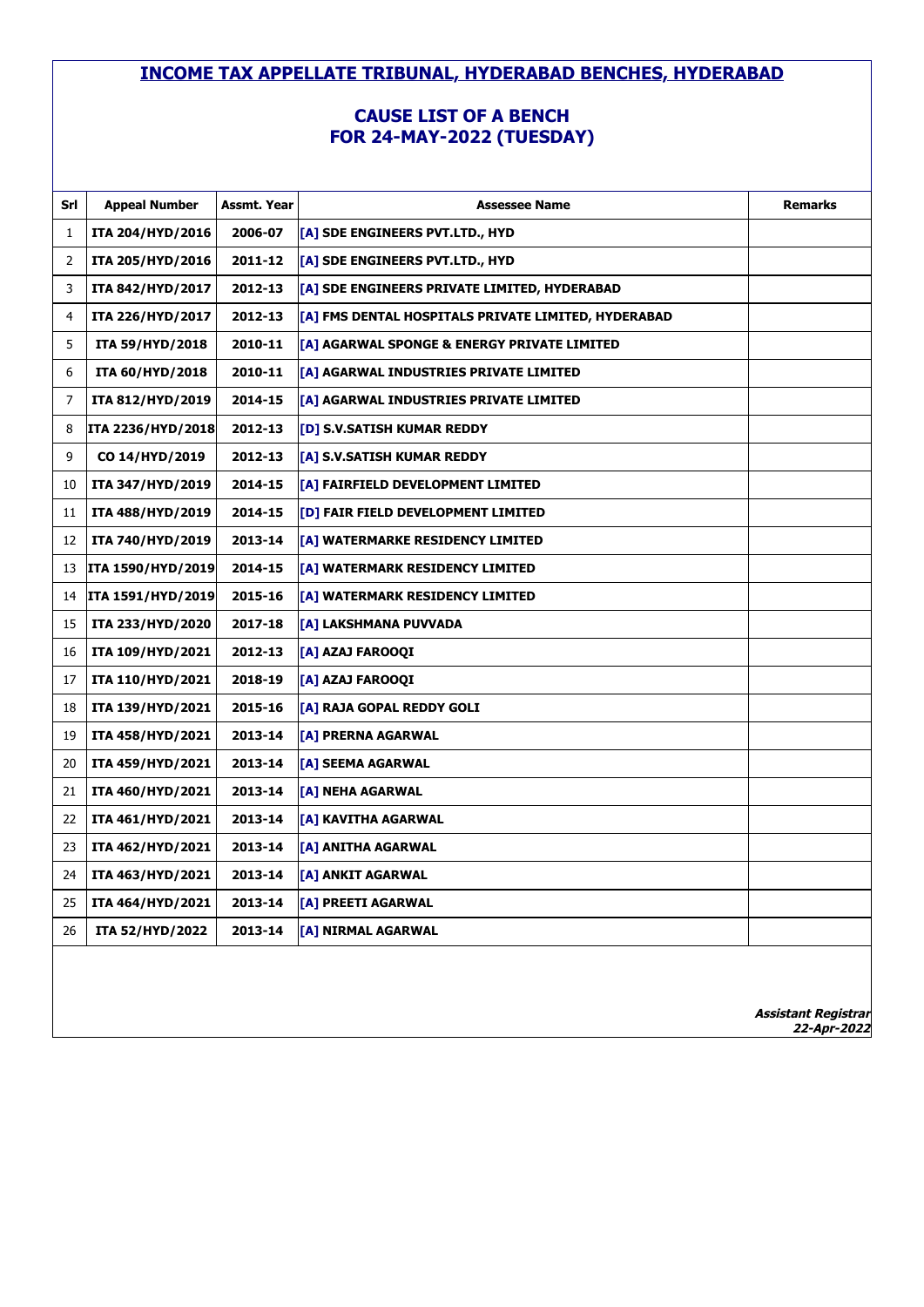## INCOME TAX APPELLATE TRIBUNAL, HYDERABAD BENCHES, HYDERABAD

### CAUSE LIST OF A BENCH
### FOR 24-MAY-2022 (TUESDAY)

| Srl | Appeal Number | Assmt. Year | Assessee Name | Remarks |
|---|---|---|---|---|
| 1 | ITA 204/HYD/2016 | 2006-07 | [A] SDE ENGINEERS PVT.LTD., HYD | |
| 2 | ITA 205/HYD/2016 | 2011-12 | [A] SDE ENGINEERS PVT.LTD., HYD | |
| 3 | ITA 842/HYD/2017 | 2012-13 | [A] SDE ENGINEERS PRIVATE LIMITED, HYDERABAD | |
| 4 | ITA 226/HYD/2017 | 2012-13 | [A] FMS DENTAL HOSPITALS PRIVATE LIMITED, HYDERABAD | |
| 5 | ITA 59/HYD/2018 | 2010-11 | [A] AGARWAL SPONGE & ENERGY PRIVATE LIMITED | |
| 6 | ITA 60/HYD/2018 | 2010-11 | [A] AGARWAL INDUSTRIES PRIVATE LIMITED | |
| 7 | ITA 812/HYD/2019 | 2014-15 | [A] AGARWAL INDUSTRIES PRIVATE LIMITED | |
| 8 | ITA 2236/HYD/2018 | 2012-13 | [D] S.V.SATISH KUMAR REDDY | |
| 9 | CO 14/HYD/2019 | 2012-13 | [A] S.V.SATISH KUMAR REDDY | |
| 10 | ITA 347/HYD/2019 | 2014-15 | [A] FAIRFIELD DEVELOPMENT LIMITED | |
| 11 | ITA 488/HYD/2019 | 2014-15 | [D] FAIR FIELD DEVELOPMENT LIMITED | |
| 12 | ITA 740/HYD/2019 | 2013-14 | [A] WATERMARKE RESIDENCY LIMITED | |
| 13 | ITA 1590/HYD/2019 | 2014-15 | [A] WATERMARK RESIDENCY LIMITED | |
| 14 | ITA 1591/HYD/2019 | 2015-16 | [A] WATERMARK RESIDENCY LIMITED | |
| 15 | ITA 233/HYD/2020 | 2017-18 | [A] LAKSHMANA PUVVADA | |
| 16 | ITA 109/HYD/2021 | 2012-13 | [A] AZAJ FAROOQI | |
| 17 | ITA 110/HYD/2021 | 2018-19 | [A] AZAJ FAROOQI | |
| 18 | ITA 139/HYD/2021 | 2015-16 | [A] RAJA GOPAL REDDY GOLI | |
| 19 | ITA 458/HYD/2021 | 2013-14 | [A] PRERNA AGARWAL | |
| 20 | ITA 459/HYD/2021 | 2013-14 | [A] SEEMA AGARWAL | |
| 21 | ITA 460/HYD/2021 | 2013-14 | [A] NEHA AGARWAL | |
| 22 | ITA 461/HYD/2021 | 2013-14 | [A] KAVITHA AGARWAL | |
| 23 | ITA 462/HYD/2021 | 2013-14 | [A] ANITHA AGARWAL | |
| 24 | ITA 463/HYD/2021 | 2013-14 | [A] ANKIT AGARWAL | |
| 25 | ITA 464/HYD/2021 | 2013-14 | [A] PREETI AGARWAL | |
| 26 | ITA 52/HYD/2022 | 2013-14 | [A] NIRMAL AGARWAL | |

***Assistant Registrar***
***22-Apr-2022***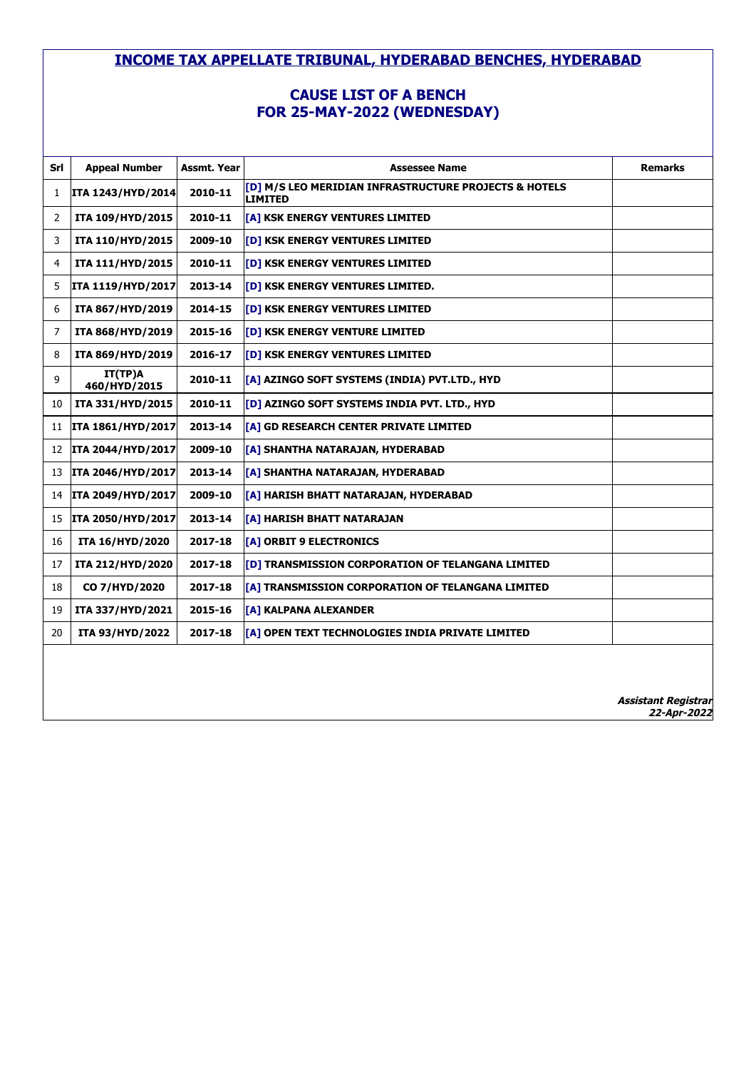# INCOME TAX APPELLATE TRIBUNAL, HYDERABAD BENCHES, HYDERABAD

## CAUSE LIST OF A BENCH
## FOR 25-MAY-2022 (WEDNESDAY)

| Srl | Appeal Number | Assmt. Year | Assessee Name | Remarks |
|---|---|---|---|---|
| 1 | ITA 1243/HYD/2014 | 2010-11 | [D] M/S LEO MERIDIAN INFRASTRUCTURE PROJECTS & HOTELS LIMITED | |
| 2 | ITA 109/HYD/2015 | 2010-11 | [A] KSK ENERGY VENTURES LIMITED | |
| 3 | ITA 110/HYD/2015 | 2009-10 | [D] KSK ENERGY VENTURES LIMITED | |
| 4 | ITA 111/HYD/2015 | 2010-11 | [D] KSK ENERGY VENTURES LIMITED | |
| 5 | ITA 1119/HYD/2017 | 2013-14 | [D] KSK ENERGY VENTURES LIMITED. | |
| 6 | ITA 867/HYD/2019 | 2014-15 | [D] KSK ENERGY VENTURES LIMITED | |
| 7 | ITA 868/HYD/2019 | 2015-16 | [D] KSK ENERGY VENTURE LIMITED | |
| 8 | ITA 869/HYD/2019 | 2016-17 | [D] KSK ENERGY VENTURES LIMITED | |
| 9 | IT(TP)A 460/HYD/2015 | 2010-11 | [A] AZINGO SOFT SYSTEMS (INDIA) PVT.LTD., HYD | |
| 10 | ITA 331/HYD/2015 | 2010-11 | [D] AZINGO SOFT SYSTEMS INDIA PVT. LTD., HYD | |
| 11 | ITA 1861/HYD/2017 | 2013-14 | [A] GD RESEARCH CENTER PRIVATE LIMITED | |
| 12 | ITA 2044/HYD/2017 | 2009-10 | [A] SHANTHA NATARAJAN, HYDERABAD | |
| 13 | ITA 2046/HYD/2017 | 2013-14 | [A] SHANTHA NATARAJAN, HYDERABAD | |
| 14 | ITA 2049/HYD/2017 | 2009-10 | [A] HARISH BHATT NATARAJAN, HYDERABAD | |
| 15 | ITA 2050/HYD/2017 | 2013-14 | [A] HARISH BHATT NATARAJAN | |
| 16 | ITA 16/HYD/2020 | 2017-18 | [A] ORBIT 9 ELECTRONICS | |
| 17 | ITA 212/HYD/2020 | 2017-18 | [D] TRANSMISSION CORPORATION OF TELANGANA LIMITED | |
| 18 | CO 7/HYD/2020 | 2017-18 | [A] TRANSMISSION CORPORATION OF TELANGANA LIMITED | |
| 19 | ITA 337/HYD/2021 | 2015-16 | [A] KALPANA ALEXANDER | |
| 20 | ITA 93/HYD/2022 | 2017-18 | [A] OPEN TEXT TECHNOLOGIES INDIA PRIVATE LIMITED | |

***Assistant Registrar***
***22-Apr-2022***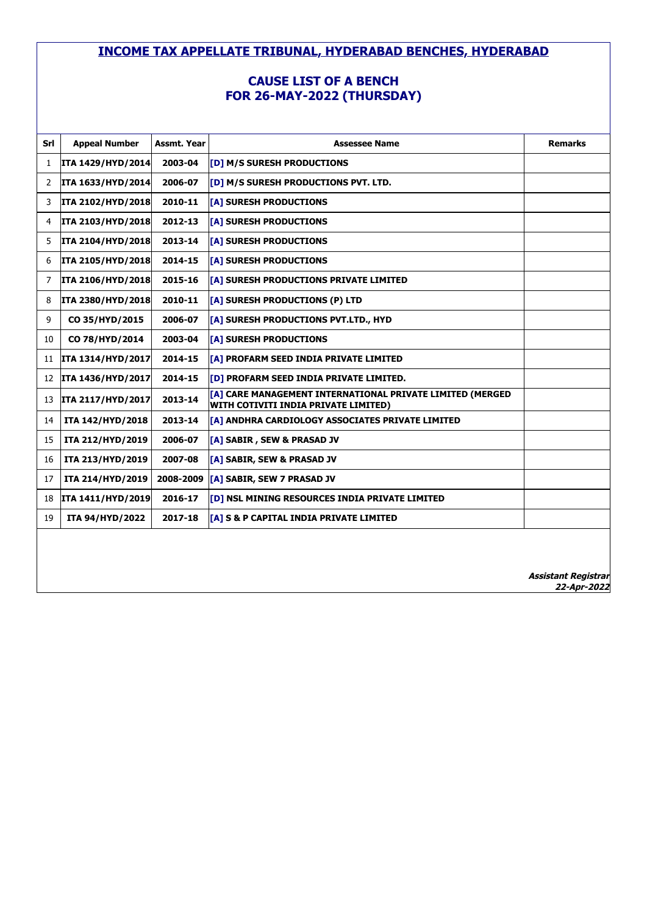# INCOME TAX APPELLATE TRIBUNAL, HYDERABAD BENCHES, HYDERABAD

## CAUSE LIST OF A BENCH
## FOR 26-MAY-2022 (THURSDAY)

| Srl | Appeal Number | Assmt. Year | Assessee Name | Remarks |
|---|---|---|---|---|
| 1 | ITA 1429/HYD/2014 | 2003-04 | [D] M/S SURESH PRODUCTIONS | |
| 2 | ITA 1633/HYD/2014 | 2006-07 | [D] M/S SURESH PRODUCTIONS PVT. LTD. | |
| 3 | ITA 2102/HYD/2018 | 2010-11 | [A] SURESH PRODUCTIONS | |
| 4 | ITA 2103/HYD/2018 | 2012-13 | [A] SURESH PRODUCTIONS | |
| 5 | ITA 2104/HYD/2018 | 2013-14 | [A] SURESH PRODUCTIONS | |
| 6 | ITA 2105/HYD/2018 | 2014-15 | [A] SURESH PRODUCTIONS | |
| 7 | ITA 2106/HYD/2018 | 2015-16 | [A] SURESH PRODUCTIONS PRIVATE LIMITED | |
| 8 | ITA 2380/HYD/2018 | 2010-11 | [A] SURESH PRODUCTIONS (P) LTD | |
| 9 | CO 35/HYD/2015 | 2006-07 | [A] SURESH PRODUCTIONS PVT.LTD., HYD | |
| 10 | CO 78/HYD/2014 | 2003-04 | [A] SURESH PRODUCTIONS | |
| 11 | ITA 1314/HYD/2017 | 2014-15 | [A] PROFARM SEED INDIA PRIVATE LIMITED | |
| 12 | ITA 1436/HYD/2017 | 2014-15 | [D] PROFARM SEED INDIA PRIVATE LIMITED. | |
| 13 | ITA 2117/HYD/2017 | 2013-14 | [A] CARE MANAGEMENT INTERNATIONAL PRIVATE LIMITED (MERGED WITH COTIVITI INDIA PRIVATE LIMITED) | |
| 14 | ITA 142/HYD/2018 | 2013-14 | [A] ANDHRA CARDIOLOGY ASSOCIATES PRIVATE LIMITED | |
| 15 | ITA 212/HYD/2019 | 2006-07 | [A] SABIR , SEW & PRASAD JV | |
| 16 | ITA 213/HYD/2019 | 2007-08 | [A] SABIR, SEW & PRASAD JV | |
| 17 | ITA 214/HYD/2019 | 2008-2009 | [A] SABIR, SEW 7 PRASAD JV | |
| 18 | ITA 1411/HYD/2019 | 2016-17 | [D] NSL MINING RESOURCES INDIA PRIVATE LIMITED | |
| 19 | ITA 94/HYD/2022 | 2017-18 | [A] S & P CAPITAL INDIA PRIVATE LIMITED | |

***Assistant Registrar***
***22-Apr-2022***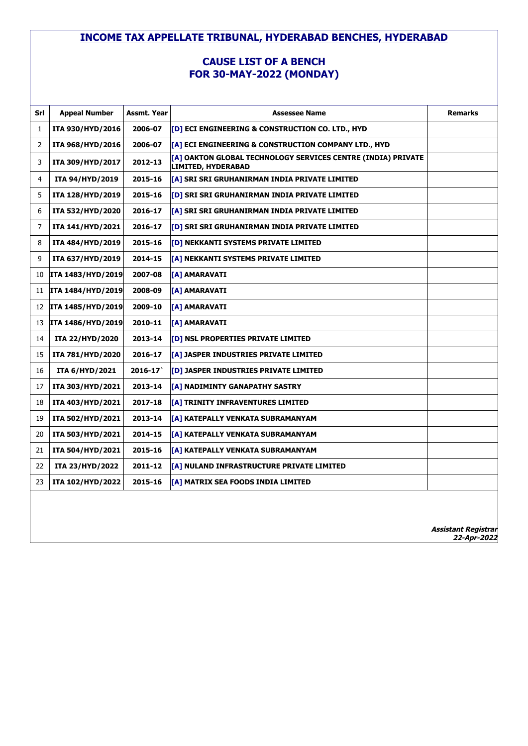# INCOME TAX APPELLATE TRIBUNAL, HYDERABAD BENCHES, HYDERABAD

## CAUSE LIST OF A BENCH
## FOR 30-MAY-2022 (MONDAY)

| Srl | Appeal Number | Assmt. Year | Assessee Name | Remarks |
|---|---|---|---|---|
| 1 | ITA 930/HYD/2016 | 2006-07 | [D] ECI ENGINEERING & CONSTRUCTION CO. LTD., HYD | |
| 2 | ITA 968/HYD/2016 | 2006-07 | [A] ECI ENGINEERING & CONSTRUCTION COMPANY LTD., HYD | |
| 3 | ITA 309/HYD/2017 | 2012-13 | [A] OAKTON GLOBAL TECHNOLOGY SERVICES CENTRE (INDIA) PRIVATE LIMITED, HYDERABAD | |
| 4 | ITA 94/HYD/2019 | 2015-16 | [A] SRI SRI GRUHANIRMAN INDIA PRIVATE LIMITED | |
| 5 | ITA 128/HYD/2019 | 2015-16 | [D] SRI SRI GRUHANIRMAN INDIA PRIVATE LIMITED | |
| 6 | ITA 532/HYD/2020 | 2016-17 | [A] SRI SRI GRUHANIRMAN INDIA PRIVATE LIMITED | |
| 7 | ITA 141/HYD/2021 | 2016-17 | [D] SRI SRI GRUHANIRMAN INDIA PRIVATE LIMITED | |
| 8 | ITA 484/HYD/2019 | 2015-16 | [D] NEKKANTI SYSTEMS PRIVATE LIMITED | |
| 9 | ITA 637/HYD/2019 | 2014-15 | [A] NEKKANTI SYSTEMS PRIVATE LIMITED | |
| 10 | ITA 1483/HYD/2019 | 2007-08 | [A] AMARAVATI | |
| 11 | ITA 1484/HYD/2019 | 2008-09 | [A] AMARAVATI | |
| 12 | ITA 1485/HYD/2019 | 2009-10 | [A] AMARAVATI | |
| 13 | ITA 1486/HYD/2019 | 2010-11 | [A] AMARAVATI | |
| 14 | ITA 22/HYD/2020 | 2013-14 | [D] NSL PROPERTIES PRIVATE LIMITED | |
| 15 | ITA 781/HYD/2020 | 2016-17 | [A] JASPER INDUSTRIES PRIVATE LIMITED | |
| 16 | ITA 6/HYD/2021 | 2016-17` | [D] JASPER INDUSTRIES PRIVATE LIMITED | |
| 17 | ITA 303/HYD/2021 | 2013-14 | [A] NADIMINTY GANAPATHY SASTRY | |
| 18 | ITA 403/HYD/2021 | 2017-18 | [A] TRINITY INFRAVENTURES LIMITED | |
| 19 | ITA 502/HYD/2021 | 2013-14 | [A] KATEPALLY VENKATA SUBRAMANYAM | |
| 20 | ITA 503/HYD/2021 | 2014-15 | [A] KATEPALLY VENKATA SUBRAMANYAM | |
| 21 | ITA 504/HYD/2021 | 2015-16 | [A] KATEPALLY VENKATA SUBRAMANYAM | |
| 22 | ITA 23/HYD/2022 | 2011-12 | [A] NULAND INFRASTRUCTURE PRIVATE LIMITED | |
| 23 | ITA 102/HYD/2022 | 2015-16 | [A] MATRIX SEA FOODS INDIA LIMITED | |

***Assistant Registrar***
***22-Apr-2022***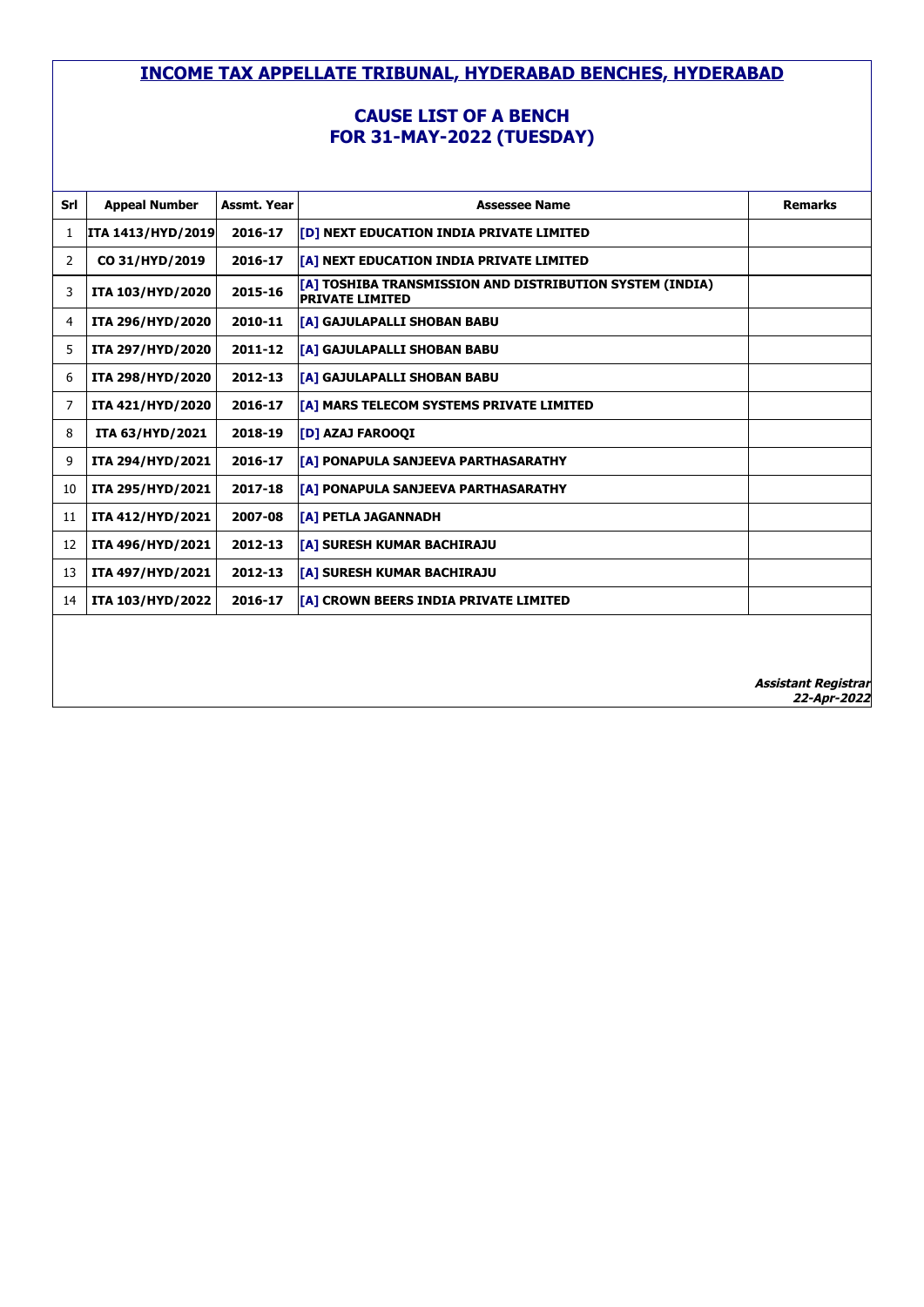# INCOME TAX APPELLATE TRIBUNAL, HYDERABAD BENCHES, HYDERABAD

## CAUSE LIST OF A BENCH
## FOR 31-MAY-2022 (TUESDAY)

| Srl | Appeal Number | Assmt. Year | Assessee Name | Remarks |
|---|---|---|---|---|
| 1 | ITA 1413/HYD/2019 | 2016-17 | [D] NEXT EDUCATION INDIA PRIVATE LIMITED | |
| 2 | CO 31/HYD/2019 | 2016-17 | [A] NEXT EDUCATION INDIA PRIVATE LIMITED | |
| 3 | ITA 103/HYD/2020 | 2015-16 | [A] TOSHIBA TRANSMISSION AND DISTRIBUTION SYSTEM (INDIA) PRIVATE LIMITED | |
| 4 | ITA 296/HYD/2020 | 2010-11 | [A] GAJULAPALLI SHOBAN BABU | |
| 5 | ITA 297/HYD/2020 | 2011-12 | [A] GAJULAPALLI SHOBAN BABU | |
| 6 | ITA 298/HYD/2020 | 2012-13 | [A] GAJULAPALLI SHOBAN BABU | |
| 7 | ITA 421/HYD/2020 | 2016-17 | [A] MARS TELECOM SYSTEMS PRIVATE LIMITED | |
| 8 | ITA 63/HYD/2021 | 2018-19 | [D] AZAJ FAROOQI | |
| 9 | ITA 294/HYD/2021 | 2016-17 | [A] PONAPULA SANJEEVA PARTHASARATHY | |
| 10 | ITA 295/HYD/2021 | 2017-18 | [A] PONAPULA SANJEEVA PARTHASARATHY | |
| 11 | ITA 412/HYD/2021 | 2007-08 | [A] PETLA JAGANNADH | |
| 12 | ITA 496/HYD/2021 | 2012-13 | [A] SURESH KUMAR BACHIRAJU | |
| 13 | ITA 497/HYD/2021 | 2012-13 | [A] SURESH KUMAR BACHIRAJU | |
| 14 | ITA 103/HYD/2022 | 2016-17 | [A] CROWN BEERS INDIA PRIVATE LIMITED | |

***Assistant Registrar***
***22-Apr-2022***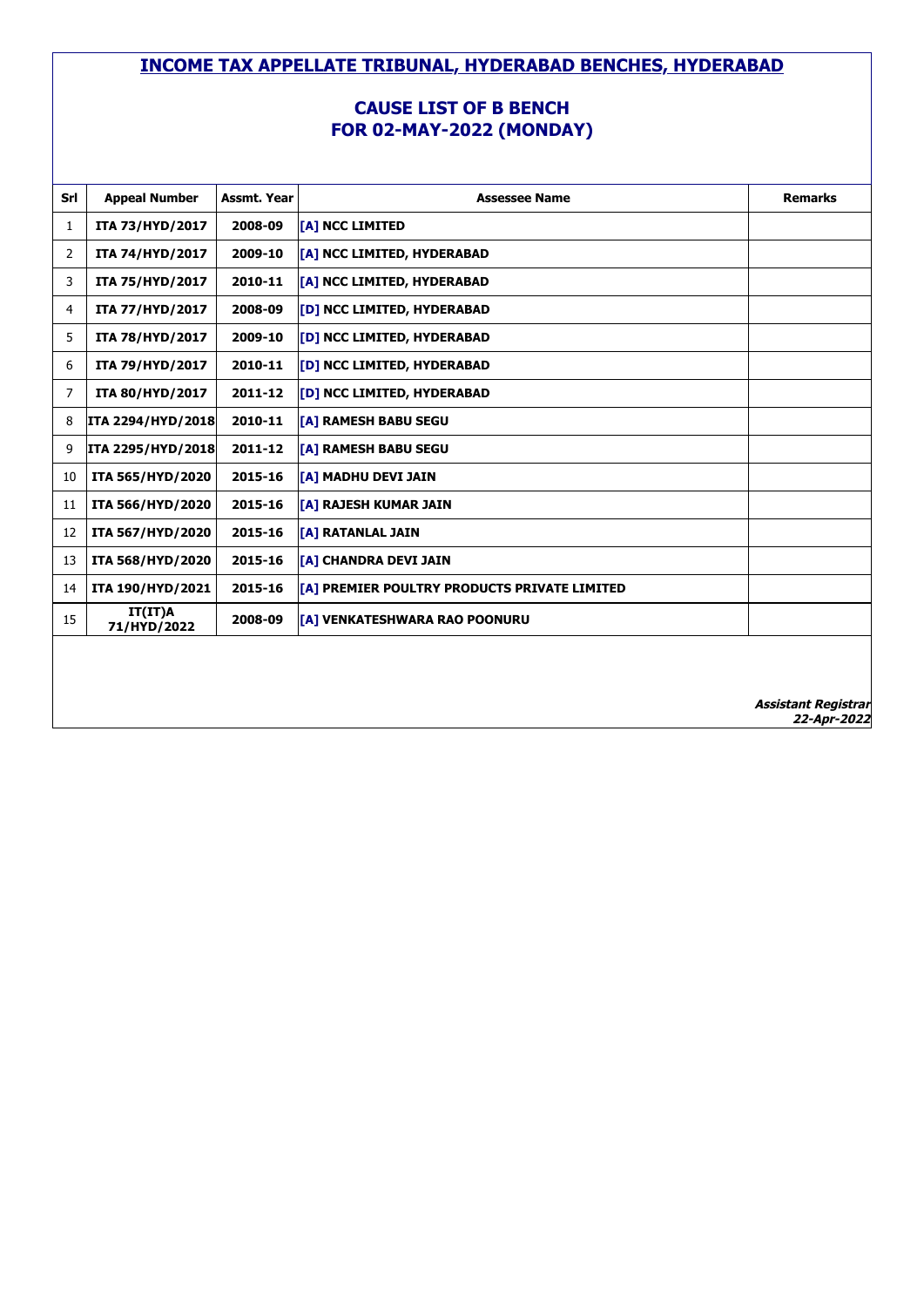# INCOME TAX APPELLATE TRIBUNAL, HYDERABAD BENCHES, HYDERABAD

## CAUSE LIST OF B BENCH
## FOR 02-MAY-2022 (MONDAY)

| Srl | Appeal Number | Assmt. Year | Assessee Name | Remarks |
|---|---|---|---|---|
| 1 | ITA 73/HYD/2017 | 2008-09 | [A] NCC LIMITED | |
| 2 | ITA 74/HYD/2017 | 2009-10 | [A] NCC LIMITED, HYDERABAD | |
| 3 | ITA 75/HYD/2017 | 2010-11 | [A] NCC LIMITED, HYDERABAD | |
| 4 | ITA 77/HYD/2017 | 2008-09 | [D] NCC LIMITED, HYDERABAD | |
| 5 | ITA 78/HYD/2017 | 2009-10 | [D] NCC LIMITED, HYDERABAD | |
| 6 | ITA 79/HYD/2017 | 2010-11 | [D] NCC LIMITED, HYDERABAD | |
| 7 | ITA 80/HYD/2017 | 2011-12 | [D] NCC LIMITED, HYDERABAD | |
| 8 | ITA 2294/HYD/2018 | 2010-11 | [A] RAMESH BABU SEGU | |
| 9 | ITA 2295/HYD/2018 | 2011-12 | [A] RAMESH BABU SEGU | |
| 10 | ITA 565/HYD/2020 | 2015-16 | [A] MADHU DEVI JAIN | |
| 11 | ITA 566/HYD/2020 | 2015-16 | [A] RAJESH KUMAR JAIN | |
| 12 | ITA 567/HYD/2020 | 2015-16 | [A] RATANLAL JAIN | |
| 13 | ITA 568/HYD/2020 | 2015-16 | [A] CHANDRA DEVI JAIN | |
| 14 | ITA 190/HYD/2021 | 2015-16 | [A] PREMIER POULTRY PRODUCTS PRIVATE LIMITED | |
| 15 | IT(IT)A 71/HYD/2022 | 2008-09 | [A] VENKATESHWARA RAO POONURU | |

***Assistant Registrar***
***22-Apr-2022***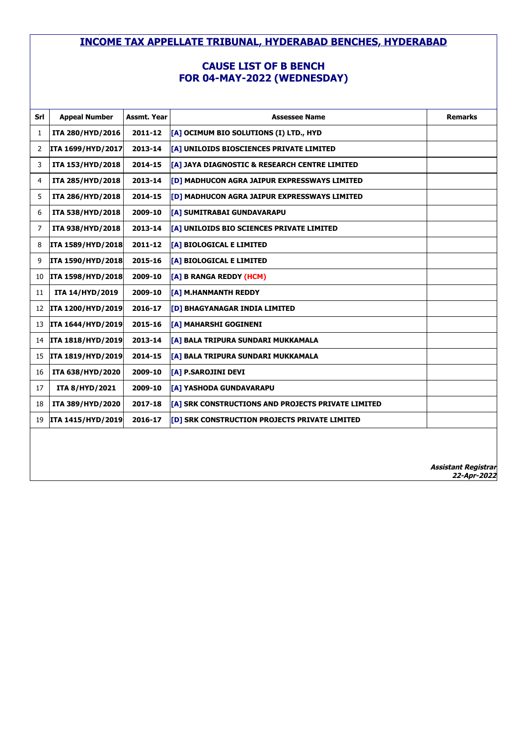# INCOME TAX APPELLATE TRIBUNAL, HYDERABAD BENCHES, HYDERABAD

## CAUSE LIST OF B BENCH
## FOR 04-MAY-2022 (WEDNESDAY)

| Srl | Appeal Number | Assmt. Year | Assessee Name | Remarks |
|---|---|---|---|---|
| 1 | ITA 280/HYD/2016 | 2011-12 | [A] OCIMUM BIO SOLUTIONS (I) LTD., HYD | |
| 2 | ITA 1699/HYD/2017 | 2013-14 | [A] UNILOIDS BIOSCIENCES PRIVATE LIMITED | |
| 3 | ITA 153/HYD/2018 | 2014-15 | [A] JAYA DIAGNOSTIC & RESEARCH CENTRE LIMITED | |
| 4 | ITA 285/HYD/2018 | 2013-14 | [D] MADHUCON AGRA JAIPUR EXPRESSWAYS LIMITED | |
| 5 | ITA 286/HYD/2018 | 2014-15 | [D] MADHUCON AGRA JAIPUR EXPRESSWAYS LIMITED | |
| 6 | ITA 538/HYD/2018 | 2009-10 | [A] SUMITRABAI GUNDAVARAPU | |
| 7 | ITA 938/HYD/2018 | 2013-14 | [A] UNILOIDS BIO SCIENCES PRIVATE LIMITED | |
| 8 | ITA 1589/HYD/2018 | 2011-12 | [A] BIOLOGICAL E LIMITED | |
| 9 | ITA 1590/HYD/2018 | 2015-16 | [A] BIOLOGICAL E LIMITED | |
| 10 | ITA 1598/HYD/2018 | 2009-10 | [A] B RANGA REDDY (HCM) | |
| 11 | ITA 14/HYD/2019 | 2009-10 | [A] M.HANMANTH REDDY | |
| 12 | ITA 1200/HYD/2019 | 2016-17 | [D] BHAGYANAGAR INDIA LIMITED | |
| 13 | ITA 1644/HYD/2019 | 2015-16 | [A] MAHARSHI GOGINENI | |
| 14 | ITA 1818/HYD/2019 | 2013-14 | [A] BALA TRIPURA SUNDARI MUKKAMALA | |
| 15 | ITA 1819/HYD/2019 | 2014-15 | [A] BALA TRIPURA SUNDARI MUKKAMALA | |
| 16 | ITA 638/HYD/2020 | 2009-10 | [A] P.SAROJINI DEVI | |
| 17 | ITA 8/HYD/2021 | 2009-10 | [A] YASHODA GUNDAVARAPU | |
| 18 | ITA 389/HYD/2020 | 2017-18 | [A] SRK CONSTRUCTIONS AND PROJECTS PRIVATE LIMITED | |
| 19 | ITA 1415/HYD/2019 | 2016-17 | [D] SRK CONSTRUCTION PROJECTS PRIVATE LIMITED | |

***Assistant Registrar***
***22-Apr-2022***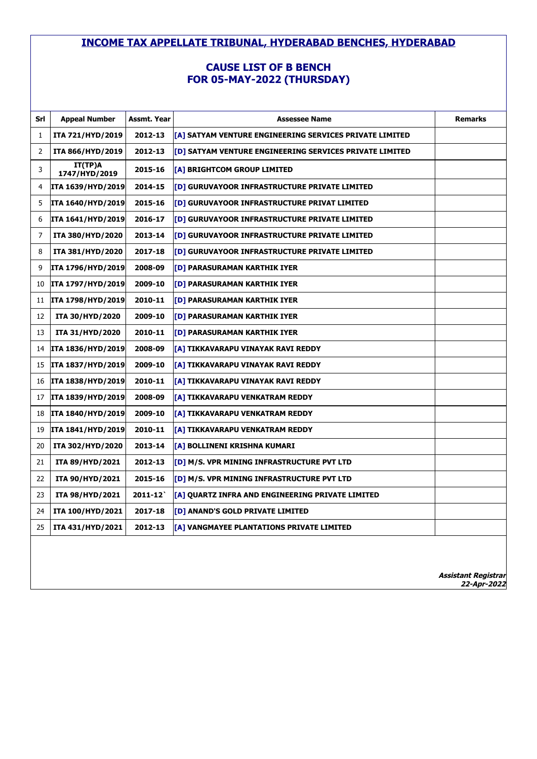# INCOME TAX APPELLATE TRIBUNAL, HYDERABAD BENCHES, HYDERABAD

## CAUSE LIST OF B BENCH
## FOR 05-MAY-2022 (THURSDAY)

| Srl | Appeal Number | Assmt. Year | Assessee Name | Remarks |
|---|---|---|---|---|
| 1 | ITA 721/HYD/2019 | 2012-13 | [A] SATYAM VENTURE ENGINEERING SERVICES PRIVATE LIMITED | |
| 2 | ITA 866/HYD/2019 | 2012-13 | [D] SATYAM VENTURE ENGINEERING SERVICES PRIVATE LIMITED | |
| 3 | IT(TP)A 1747/HYD/2019 | 2015-16 | [A] BRIGHTCOM GROUP LIMITED | |
| 4 | ITA 1639/HYD/2019 | 2014-15 | [D] GURUVAYOOR INFRASTRUCTURE PRIVATE LIMITED | |
| 5 | ITA 1640/HYD/2019 | 2015-16 | [D] GURUVAYOOR INFRASTRUCTURE PRIVAT LIMITED | |
| 6 | ITA 1641/HYD/2019 | 2016-17 | [D] GURUVAYOOR INFRASTRUCTURE PRIVATE LIMITED | |
| 7 | ITA 380/HYD/2020 | 2013-14 | [D] GURUVAYOOR INFRASTRUCTURE PRIVATE LIMITED | |
| 8 | ITA 381/HYD/2020 | 2017-18 | [D] GURUVAYOOR INFRASTRUCTURE PRIVATE LIMITED | |
| 9 | ITA 1796/HYD/2019 | 2008-09 | [D] PARASURAMAN KARTHIK IYER | |
| 10 | ITA 1797/HYD/2019 | 2009-10 | [D] PARASURAMAN KARTHIK IYER | |
| 11 | ITA 1798/HYD/2019 | 2010-11 | [D] PARASURAMAN KARTHIK IYER | |
| 12 | ITA 30/HYD/2020 | 2009-10 | [D] PARASURAMAN KARTHIK IYER | |
| 13 | ITA 31/HYD/2020 | 2010-11 | [D] PARASURAMAN KARTHIK IYER | |
| 14 | ITA 1836/HYD/2019 | 2008-09 | [A] TIKKAVARAPU VINAYAK RAVI REDDY | |
| 15 | ITA 1837/HYD/2019 | 2009-10 | [A] TIKKAVARAPU VINAYAK RAVI REDDY | |
| 16 | ITA 1838/HYD/2019 | 2010-11 | [A] TIKKAVARAPU VINAYAK RAVI REDDY | |
| 17 | ITA 1839/HYD/2019 | 2008-09 | [A] TIKKAVARAPU VENKATRAM REDDY | |
| 18 | ITA 1840/HYD/2019 | 2009-10 | [A] TIKKAVARAPU VENKATRAM REDDY | |
| 19 | ITA 1841/HYD/2019 | 2010-11 | [A] TIKKAVARAPU VENKATRAM REDDY | |
| 20 | ITA 302/HYD/2020 | 2013-14 | [A] BOLLINENI KRISHNA KUMARI | |
| 21 | ITA 89/HYD/2021 | 2012-13 | [D] M/S. VPR MINING INFRASTRUCTURE PVT LTD | |
| 22 | ITA 90/HYD/2021 | 2015-16 | [D] M/S. VPR MINING INFRASTRUCTURE PVT LTD | |
| 23 | ITA 98/HYD/2021 | 2011-12` | [A] QUARTZ INFRA AND ENGINEERING PRIVATE LIMITED | |
| 24 | ITA 100/HYD/2021 | 2017-18 | [D] ANAND'S GOLD PRIVATE LIMITED | |
| 25 | ITA 431/HYD/2021 | 2012-13 | [A] VANGMAYEE PLANTATIONS PRIVATE LIMITED | |

***Assistant Registrar***
***22-Apr-2022***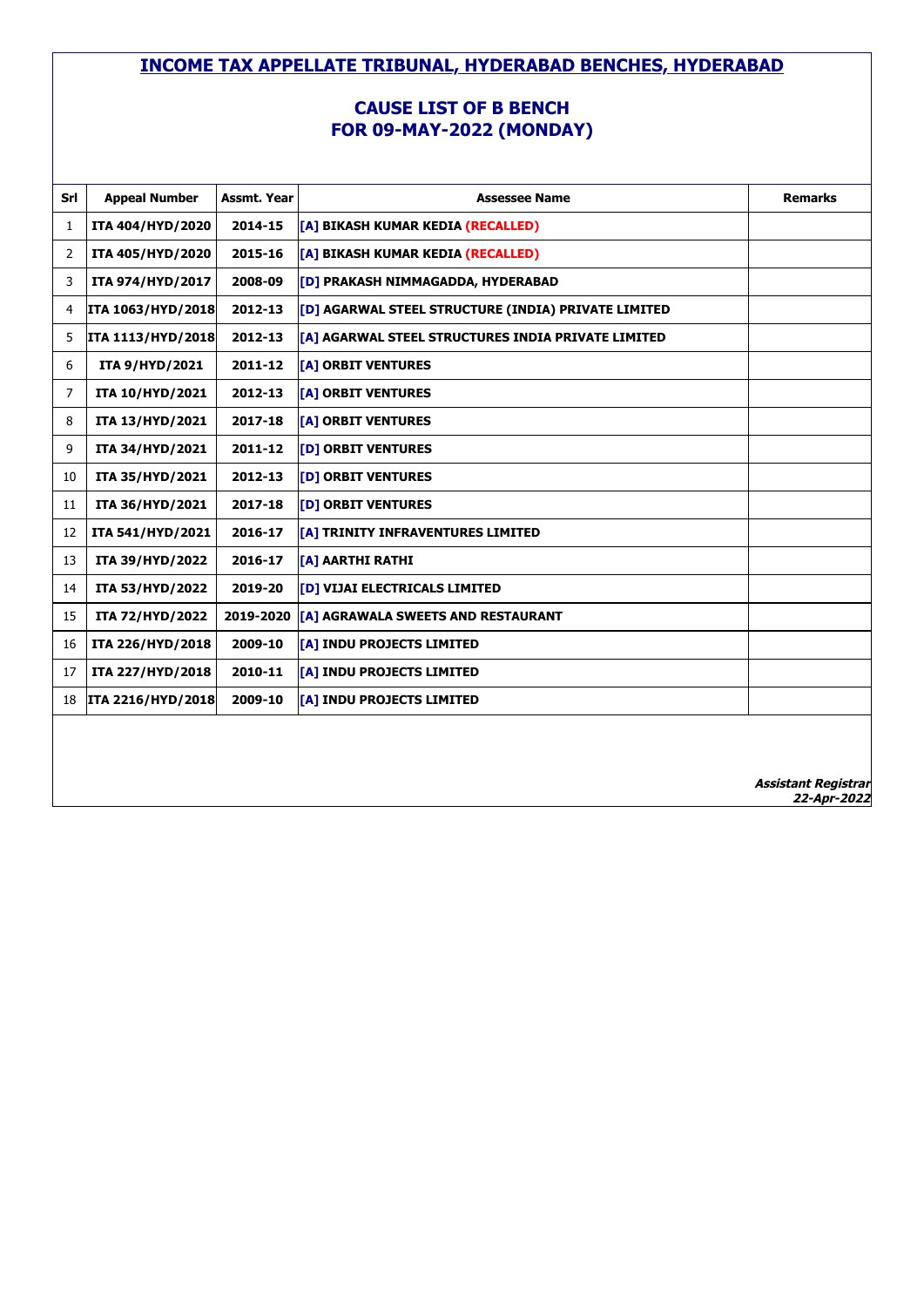# INCOME TAX APPELLATE TRIBUNAL, HYDERABAD BENCHES, HYDERABAD

## CAUSE LIST OF B BENCH
## FOR 09-MAY-2022 (MONDAY)

| Srl | Appeal Number | Assmt. Year | Assessee Name | Remarks |
|---|---|---|---|---|
| 1 | ITA 404/HYD/2020 | 2014-15 | [A] BIKASH KUMAR KEDIA (RECALLED) | |
| 2 | ITA 405/HYD/2020 | 2015-16 | [A] BIKASH KUMAR KEDIA (RECALLED) | |
| 3 | ITA 974/HYD/2017 | 2008-09 | [D] PRAKASH NIMMAGADDA, HYDERABAD | |
| 4 | ITA 1063/HYD/2018 | 2012-13 | [D] AGARWAL STEEL STRUCTURE (INDIA) PRIVATE LIMITED | |
| 5 | ITA 1113/HYD/2018 | 2012-13 | [A] AGARWAL STEEL STRUCTURES INDIA PRIVATE LIMITED | |
| 6 | ITA 9/HYD/2021 | 2011-12 | [A] ORBIT VENTURES | |
| 7 | ITA 10/HYD/2021 | 2012-13 | [A] ORBIT VENTURES | |
| 8 | ITA 13/HYD/2021 | 2017-18 | [A] ORBIT VENTURES | |
| 9 | ITA 34/HYD/2021 | 2011-12 | [D] ORBIT VENTURES | |
| 10 | ITA 35/HYD/2021 | 2012-13 | [D] ORBIT VENTURES | |
| 11 | ITA 36/HYD/2021 | 2017-18 | [D] ORBIT VENTURES | |
| 12 | ITA 541/HYD/2021 | 2016-17 | [A] TRINITY INFRAVENTURES LIMITED | |
| 13 | ITA 39/HYD/2022 | 2016-17 | [A] AARTHI RATHI | |
| 14 | ITA 53/HYD/2022 | 2019-20 | [D] VIJAI ELECTRICALS LIMITED | |
| 15 | ITA 72/HYD/2022 | 2019-2020 | [A] AGRAWALA SWEETS AND RESTAURANT | |
| 16 | ITA 226/HYD/2018 | 2009-10 | [A] INDU PROJECTS LIMITED | |
| 17 | ITA 227/HYD/2018 | 2010-11 | [A] INDU PROJECTS LIMITED | |
| 18 | ITA 2216/HYD/2018 | 2009-10 | [A] INDU PROJECTS LIMITED | |

***Assistant Registrar***
***22-Apr-2022***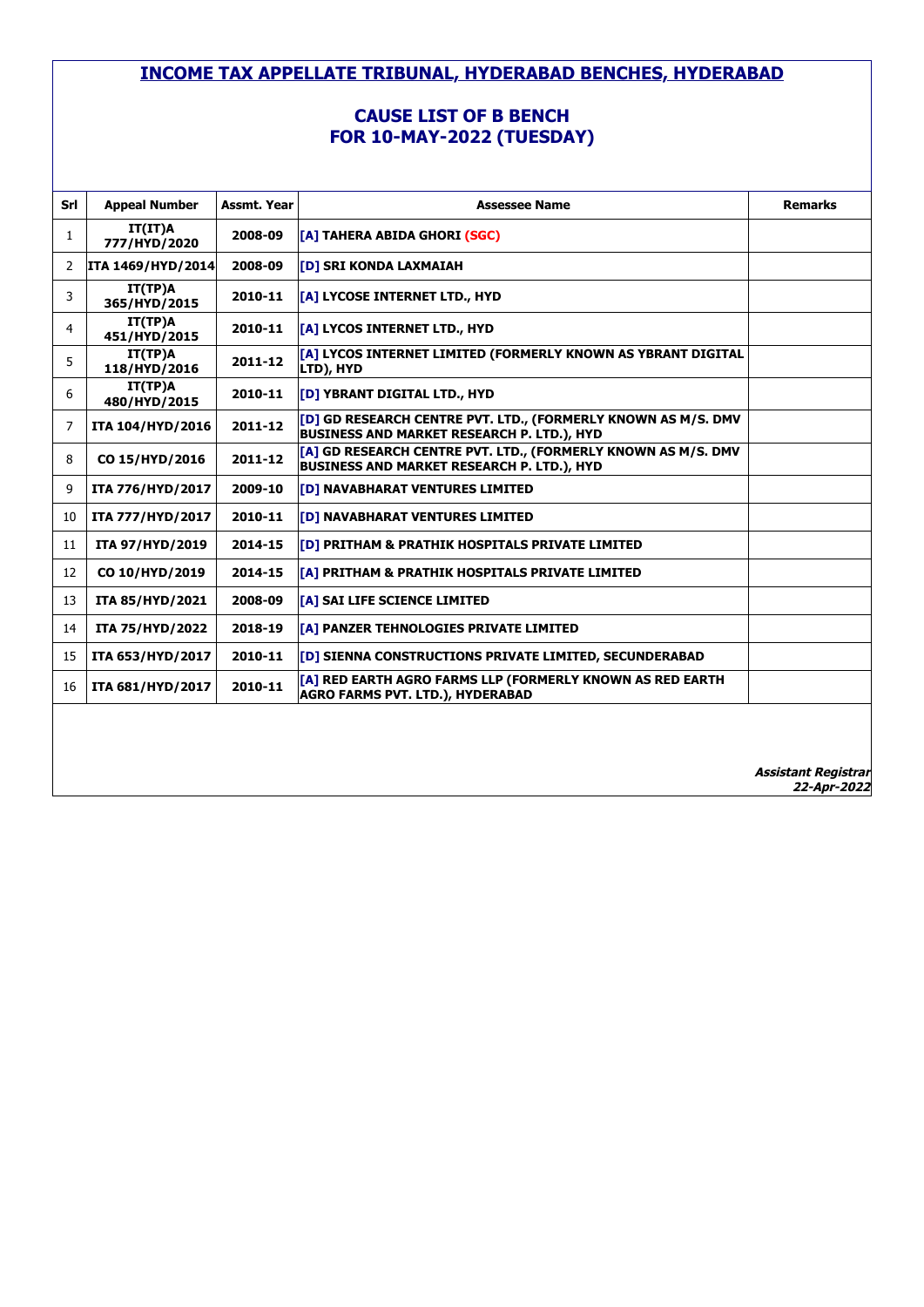# INCOME TAX APPELLATE TRIBUNAL, HYDERABAD BENCHES, HYDERABAD

## CAUSE LIST OF B BENCH
## FOR 10-MAY-2022 (TUESDAY)

| Srl | Appeal Number | Assmt. Year | Assessee Name | Remarks |
|---|---|---|---|---|
| 1 | IT(IT)A 777/HYD/2020 | 2008-09 | [A] TAHERA ABIDA GHORI (SGC) | |
| 2 | ITA 1469/HYD/2014 | 2008-09 | [D] SRI KONDA LAXMAIAH | |
| 3 | IT(TP)A 365/HYD/2015 | 2010-11 | [A] LYCOSE INTERNET LTD., HYD | |
| 4 | IT(TP)A 451/HYD/2015 | 2010-11 | [A] LYCOS INTERNET LTD., HYD | |
| 5 | IT(TP)A 118/HYD/2016 | 2011-12 | [A] LYCOS INTERNET LIMITED (FORMERLY KNOWN AS YBRANT DIGITAL LTD), HYD | |
| 6 | IT(TP)A 480/HYD/2015 | 2010-11 | [D] YBRANT DIGITAL LTD., HYD | |
| 7 | ITA 104/HYD/2016 | 2011-12 | [D] GD RESEARCH CENTRE PVT. LTD., (FORMERLY KNOWN AS M/S. DMV BUSINESS AND MARKET RESEARCH P. LTD.), HYD | |
| 8 | CO 15/HYD/2016 | 2011-12 | [A] GD RESEARCH CENTRE PVT. LTD., (FORMERLY KNOWN AS M/S. DMV BUSINESS AND MARKET RESEARCH P. LTD.), HYD | |
| 9 | ITA 776/HYD/2017 | 2009-10 | [D] NAVABHARAT VENTURES LIMITED | |
| 10 | ITA 777/HYD/2017 | 2010-11 | [D] NAVABHARAT VENTURES LIMITED | |
| 11 | ITA 97/HYD/2019 | 2014-15 | [D] PRITHAM & PRATHIK HOSPITALS PRIVATE LIMITED | |
| 12 | CO 10/HYD/2019 | 2014-15 | [A] PRITHAM & PRATHIK HOSPITALS PRIVATE LIMITED | |
| 13 | ITA 85/HYD/2021 | 2008-09 | [A] SAI LIFE SCIENCE LIMITED | |
| 14 | ITA 75/HYD/2022 | 2018-19 | [A] PANZER TEHNOLOGIES PRIVATE LIMITED | |
| 15 | ITA 653/HYD/2017 | 2010-11 | [D] SIENNA CONSTRUCTIONS PRIVATE LIMITED, SECUNDERABAD | |
| 16 | ITA 681/HYD/2017 | 2010-11 | [A] RED EARTH AGRO FARMS LLP (FORMERLY KNOWN AS RED EARTH AGRO FARMS PVT. LTD.), HYDERABAD | |

***Assistant Registrar***
***22-Apr-2022***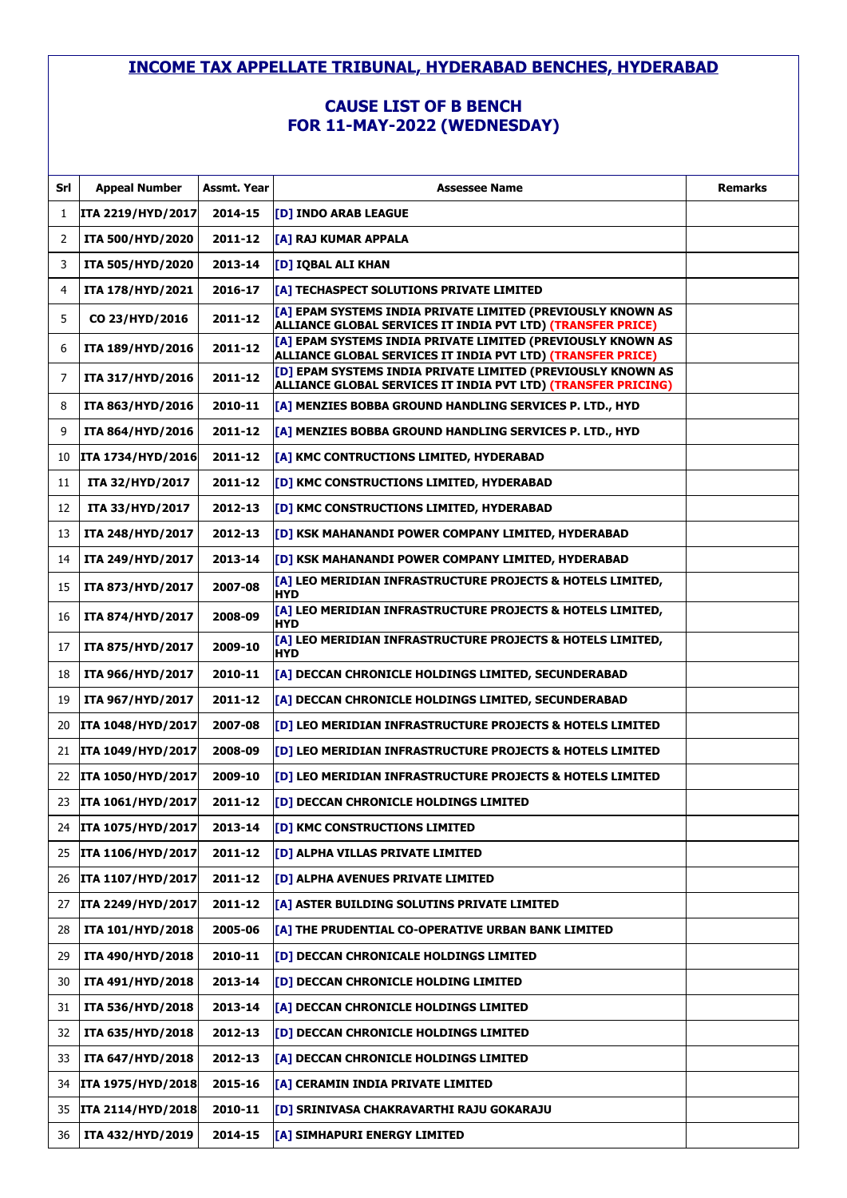# INCOME TAX APPELLATE TRIBUNAL, HYDERABAD BENCHES, HYDERABAD

## CAUSE LIST OF B BENCH
## FOR 11-MAY-2022 (WEDNESDAY)

| Srl | Appeal Number | Asmt. Year | Assessee Name | Remarks |
|---|---|---|---|---|
| 1 | ITA 2219/HYD/2017 | 2014-15 | [D] INDO ARAB LEAGUE | |
| 2 | ITA 500/HYD/2020 | 2011-12 | [A] RAJ KUMAR APPALA | |
| 3 | ITA 505/HYD/2020 | 2013-14 | [D] IQBAL ALI KHAN | |
| 4 | ITA 178/HYD/2021 | 2016-17 | [A] TECHASPECT SOLUTIONS PRIVATE LIMITED | |
| 5 | CO 23/HYD/2016 | 2011-12 | [A] EPAM SYSTEMS INDIA PRIVATE LIMITED (PREVIOUSLY KNOWN AS ALLIANCE GLOBAL SERVICES IT INDIA PVT LTD) (TRANSFER PRICE) | |
| 6 | ITA 189/HYD/2016 | 2011-12 | [A] EPAM SYSTEMS INDIA PRIVATE LIMITED (PREVIOUSLY KNOWN AS ALLIANCE GLOBAL SERVICES IT INDIA PVT LTD) (TRANSFER PRICE) | |
| 7 | ITA 317/HYD/2016 | 2011-12 | [D] EPAM SYSTEMS INDIA PRIVATE LIMITED (PREVIOUSLY KNOWN AS ALLIANCE GLOBAL SERVICES IT INDIA PVT LTD) (TRANSFER PRICING) | |
| 8 | ITA 863/HYD/2016 | 2010-11 | [A] MENZIES BOBBA GROUND HANDLING SERVICES P. LTD., HYD | |
| 9 | ITA 864/HYD/2016 | 2011-12 | [A] MENZIES BOBBA GROUND HANDLING SERVICES P. LTD., HYD | |
| 10 | ITA 1734/HYD/2016 | 2011-12 | [A] KMC CONTRUCTIONS LIMITED, HYDERABAD | |
| 11 | ITA 32/HYD/2017 | 2011-12 | [D] KMC CONSTRUCTIONS LIMITED, HYDERABAD | |
| 12 | ITA 33/HYD/2017 | 2012-13 | [D] KMC CONSTRUCTIONS LIMITED, HYDERABAD | |
| 13 | ITA 248/HYD/2017 | 2012-13 | [D] KSK MAHANANDI POWER COMPANY LIMITED, HYDERABAD | |
| 14 | ITA 249/HYD/2017 | 2013-14 | [D] KSK MAHANANDI POWER COMPANY LIMITED, HYDERABAD | |
| 15 | ITA 873/HYD/2017 | 2007-08 | [A] LEO MERIDIAN INFRASTRUCTURE PROJECTS & HOTELS LIMITED, HYD | |
| 16 | ITA 874/HYD/2017 | 2008-09 | [A] LEO MERIDIAN INFRASTRUCTURE PROJECTS & HOTELS LIMITED, HYD | |
| 17 | ITA 875/HYD/2017 | 2009-10 | [A] LEO MERIDIAN INFRASTRUCTURE PROJECTS & HOTELS LIMITED, HYD | |
| 18 | ITA 966/HYD/2017 | 2010-11 | [A] DECCAN CHRONICLE HOLDINGS LIMITED, SECUNDERABAD | |
| 19 | ITA 967/HYD/2017 | 2011-12 | [A] DECCAN CHRONICLE HOLDINGS LIMITED, SECUNDERABAD | |
| 20 | ITA 1048/HYD/2017 | 2007-08 | [D] LEO MERIDIAN INFRASTRUCTURE PROJECTS & HOTELS LIMITED | |
| 21 | ITA 1049/HYD/2017 | 2008-09 | [D] LEO MERIDIAN INFRASTRUCTURE PROJECTS & HOTELS LIMITED | |
| 22 | ITA 1050/HYD/2017 | 2009-10 | [D] LEO MERIDIAN INFRASTRUCTURE PROJECTS & HOTELS LIMITED | |
| 23 | ITA 1061/HYD/2017 | 2011-12 | [D] DECCAN CHRONICLE HOLDINGS LIMITED | |
| 24 | ITA 1075/HYD/2017 | 2013-14 | [D] KMC CONSTRUCTIONS LIMITED | |
| 25 | ITA 1106/HYD/2017 | 2011-12 | [D] ALPHA VILLAS PRIVATE LIMITED | |
| 26 | ITA 1107/HYD/2017 | 2011-12 | [D] ALPHA AVENUES PRIVATE LIMITED | |
| 27 | ITA 2249/HYD/2017 | 2011-12 | [A] ASTER BUILDING SOLUTINS PRIVATE LIMITED | |
| 28 | ITA 101/HYD/2018 | 2005-06 | [A] THE PRUDENTIAL CO-OPERATIVE URBAN BANK LIMITED | |
| 29 | ITA 490/HYD/2018 | 2010-11 | [D] DECCAN CHRONICALE HOLDINGS LIMITED | |
| 30 | ITA 491/HYD/2018 | 2013-14 | [D] DECCAN CHRONICLE HOLDING LIMITED | |
| 31 | ITA 536/HYD/2018 | 2013-14 | [A] DECCAN CHRONICLE HOLDINGS LIMITED | |
| 32 | ITA 635/HYD/2018 | 2012-13 | [D] DECCAN CHRONICLE HOLDINGS LIMITED | |
| 33 | ITA 647/HYD/2018 | 2012-13 | [A] DECCAN CHRONICLE HOLDINGS LIMITED | |
| 34 | ITA 1975/HYD/2018 | 2015-16 | [A] CERAMIN INDIA PRIVATE LIMITED | |
| 35 | ITA 2114/HYD/2018 | 2010-11 | [D] SRINIVASA CHAKRAVARTHI RAJU GOKARAJU | |
| 36 | ITA 432/HYD/2019 | 2014-15 | [A] SIMHAPURI ENERGY LIMITED | |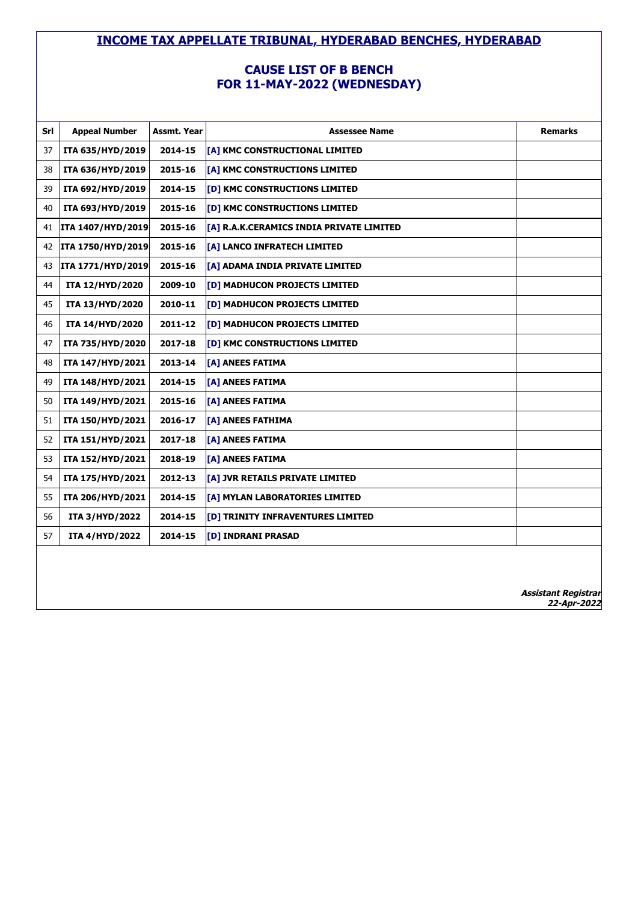# INCOME TAX APPELLATE TRIBUNAL, HYDERABAD BENCHES, HYDERABAD

## CAUSE LIST OF B BENCH
## FOR 11-MAY-2022 (WEDNESDAY)

| Srl | Appeal Number | Assmt. Year | Assessee Name | Remarks |
|---|---|---|---|---|
| 37 | ITA 635/HYD/2019 | 2014-15 | [A] KMC CONSTRUCTIONAL LIMITED | |
| 38 | ITA 636/HYD/2019 | 2015-16 | [A] KMC CONSTRUCTIONS LIMITED | |
| 39 | ITA 692/HYD/2019 | 2014-15 | [D] KMC CONSTRUCTIONS LIMITED | |
| 40 | ITA 693/HYD/2019 | 2015-16 | [D] KMC CONSTRUCTIONS LIMITED | |
| 41 | ITA 1407/HYD/2019 | 2015-16 | [A] R.A.K.CERAMICS INDIA PRIVATE LIMITED | |
| 42 | ITA 1750/HYD/2019 | 2015-16 | [A] LANCO INFRATECH LIMITED | |
| 43 | ITA 1771/HYD/2019 | 2015-16 | [A] ADAMA INDIA PRIVATE LIMITED | |
| 44 | ITA 12/HYD/2020 | 2009-10 | [D] MADHUCON PROJECTS LIMITED | |
| 45 | ITA 13/HYD/2020 | 2010-11 | [D] MADHUCON PROJECTS LIMITED | |
| 46 | ITA 14/HYD/2020 | 2011-12 | [D] MADHUCON PROJECTS LIMITED | |
| 47 | ITA 735/HYD/2020 | 2017-18 | [D] KMC CONSTRUCTIONS LIMITED | |
| 48 | ITA 147/HYD/2021 | 2013-14 | [A] ANEES FATIMA | |
| 49 | ITA 148/HYD/2021 | 2014-15 | [A] ANEES FATIMA | |
| 50 | ITA 149/HYD/2021 | 2015-16 | [A] ANEES FATIMA | |
| 51 | ITA 150/HYD/2021 | 2016-17 | [A] ANEES FATHIMA | |
| 52 | ITA 151/HYD/2021 | 2017-18 | [A] ANEES FATIMA | |
| 53 | ITA 152/HYD/2021 | 2018-19 | [A] ANEES FATIMA | |
| 54 | ITA 175/HYD/2021 | 2012-13 | [A] JVR RETAILS PRIVATE LIMITED | |
| 55 | ITA 206/HYD/2021 | 2014-15 | [A] MYLAN LABORATORIES LIMITED | |
| 56 | ITA 3/HYD/2022 | 2014-15 | [D] TRINITY INFRAVENTURES LIMITED | |
| 57 | ITA 4/HYD/2022 | 2014-15 | [D] INDRANI PRASAD | |

***Assistant Registrar***
***22-Apr-2022***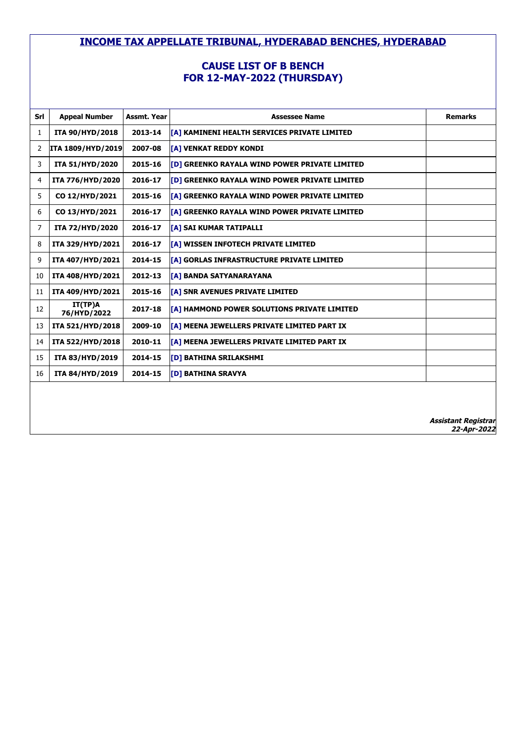# INCOME TAX APPELLATE TRIBUNAL, HYDERABAD BENCHES, HYDERABAD

## CAUSE LIST OF B BENCH
## FOR 12-MAY-2022 (THURSDAY)

| Srl | Appeal Number | Assmt. Year | Assessee Name | Remarks |
|---|---|---|---|---|
| 1 | ITA 90/HYD/2018 | 2013-14 | [A] KAMINENI HEALTH SERVICES PRIVATE LIMITED | |
| 2 | ITA 1809/HYD/2019 | 2007-08 | [A] VENKAT REDDY KONDI | |
| 3 | ITA 51/HYD/2020 | 2015-16 | [D] GREENKO RAYALA WIND POWER PRIVATE LIMITED | |
| 4 | ITA 776/HYD/2020 | 2016-17 | [D] GREENKO RAYALA WIND POWER PRIVATE LIMITED | |
| 5 | CO 12/HYD/2021 | 2015-16 | [A] GREENKO RAYALA WIND POWER PRIVATE LIMITED | |
| 6 | CO 13/HYD/2021 | 2016-17 | [A] GREENKO RAYALA WIND POWER PRIVATE LIMITED | |
| 7 | ITA 72/HYD/2020 | 2016-17 | [A] SAI KUMAR TATIPALLI | |
| 8 | ITA 329/HYD/2021 | 2016-17 | [A] WISSEN INFOTECH PRIVATE LIMITED | |
| 9 | ITA 407/HYD/2021 | 2014-15 | [A] GORLAS INFRASTRUCTURE PRIVATE LIMITED | |
| 10 | ITA 408/HYD/2021 | 2012-13 | [A] BANDA SATYANARAYANA | |
| 11 | ITA 409/HYD/2021 | 2015-16 | [A] SNR AVENUES PRIVATE LIMITED | |
| 12 | IT(TP)A 76/HYD/2022 | 2017-18 | [A] HAMMOND POWER SOLUTIONS PRIVATE LIMITED | |
| 13 | ITA 521/HYD/2018 | 2009-10 | [A] MEENA JEWELLERS PRIVATE LIMITED PART IX | |
| 14 | ITA 522/HYD/2018 | 2010-11 | [A] MEENA JEWELLERS PRIVATE LIMITED PART IX | |
| 15 | ITA 83/HYD/2019 | 2014-15 | [D] BATHINA SRILAKSHMI | |
| 16 | ITA 84/HYD/2019 | 2014-15 | [D] BATHINA SRAVYA | |

***Assistant Registrar***
***22-Apr-2022***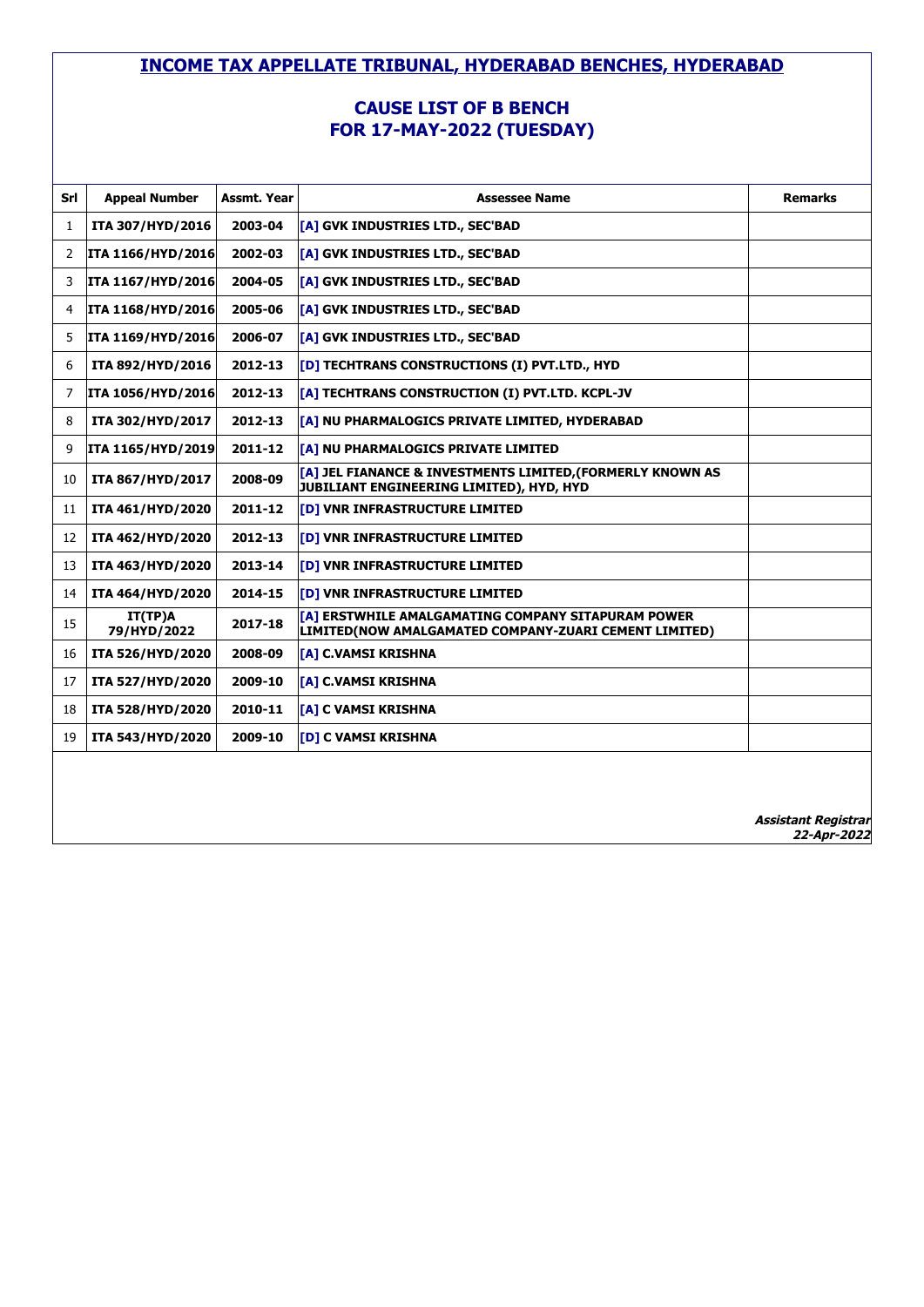# INCOME TAX APPELLATE TRIBUNAL, HYDERABAD BENCHES, HYDERABAD

## CAUSE LIST OF B BENCH
## FOR 17-MAY-2022 (TUESDAY)

| Srl | Appeal Number | Assmt. Year | Assessee Name | Remarks |
|---|---|---|---|---|
| 1 | ITA 307/HYD/2016 | 2003-04 | [A] GVK INDUSTRIES LTD., SEC'BAD | |
| 2 | ITA 1166/HYD/2016 | 2002-03 | [A] GVK INDUSTRIES LTD., SEC'BAD | |
| 3 | ITA 1167/HYD/2016 | 2004-05 | [A] GVK INDUSTRIES LTD., SEC'BAD | |
| 4 | ITA 1168/HYD/2016 | 2005-06 | [A] GVK INDUSTRIES LTD., SEC'BAD | |
| 5 | ITA 1169/HYD/2016 | 2006-07 | [A] GVK INDUSTRIES LTD., SEC'BAD | |
| 6 | ITA 892/HYD/2016 | 2012-13 | [D] TECHTRANS CONSTRUCTIONS (I) PVT.LTD., HYD | |
| 7 | ITA 1056/HYD/2016 | 2012-13 | [A] TECHTRANS CONSTRUCTION (I) PVT.LTD. KCPL-JV | |
| 8 | ITA 302/HYD/2017 | 2012-13 | [A] NU PHARMALOGICS PRIVATE LIMITED, HYDERABAD | |
| 9 | ITA 1165/HYD/2019 | 2011-12 | [A] NU PHARMALOGICS PRIVATE LIMITED | |
| 10 | ITA 867/HYD/2017 | 2008-09 | [A] JEL FIANANCE & INVESTMENTS LIMITED,(FORMERLY KNOWN AS JUBILIANT ENGINEERING LIMITED), HYD, HYD | |
| 11 | ITA 461/HYD/2020 | 2011-12 | [D] VNR INFRASTRUCTURE LIMITED | |
| 12 | ITA 462/HYD/2020 | 2012-13 | [D] VNR INFRASTRUCTURE LIMITED | |
| 13 | ITA 463/HYD/2020 | 2013-14 | [D] VNR INFRASTRUCTURE LIMITED | |
| 14 | ITA 464/HYD/2020 | 2014-15 | [D] VNR INFRASTRUCTURE LIMITED | |
| 15 | IT(TP)A 79/HYD/2022 | 2017-18 | [A] ERSTWHILE AMALGAMATING COMPANY SITAPURAM POWER LIMITED(NOW AMALGAMATED COMPANY-ZUARI CEMENT LIMITED) | |
| 16 | ITA 526/HYD/2020 | 2008-09 | [A] C.VAMSI KRISHNA | |
| 17 | ITA 527/HYD/2020 | 2009-10 | [A] C.VAMSI KRISHNA | |
| 18 | ITA 528/HYD/2020 | 2010-11 | [A] C VAMSI KRISHNA | |
| 19 | ITA 543/HYD/2020 | 2009-10 | [D] C VAMSI KRISHNA | |

***Assistant Registrar***
***22-Apr-2022***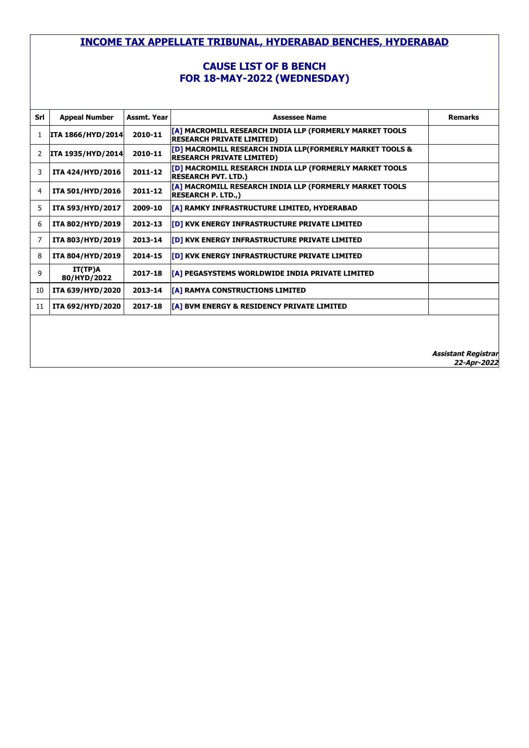## INCOME TAX APPELLATE TRIBUNAL, HYDERABAD BENCHES, HYDERABAD

### CAUSE LIST OF B BENCH
### FOR 18-MAY-2022 (WEDNESDAY)

| Srl | Appeal Number | Assmt. Year | Assessee Name | Remarks |
|---|---|---|---|---|
| 1 | ITA 1866/HYD/2014 | 2010-11 | [A] MACROMILL RESEARCH INDIA LLP (FORMERLY MARKET TOOLS RESEARCH PRIVATE LIMITED) | |
| 2 | ITA 1935/HYD/2014 | 2010-11 | [D] MACROMILL RESEARCH INDIA LLP(FORMERLY MARKET TOOLS & RESEARCH PRIVATE LIMITED) | |
| 3 | ITA 424/HYD/2016 | 2011-12 | [D] MACROMILL RESEARCH INDIA LLP (FORMERLY MARKET TOOLS RESEARCH PVT. LTD.) | |
| 4 | ITA 501/HYD/2016 | 2011-12 | [A] MACROMILL RESEARCH INDIA LLP (FORMERLY MARKET TOOLS RESEARCH P. LTD.,) | |
| 5 | ITA 593/HYD/2017 | 2009-10 | [A] RAMKY INFRASTRUCTURE LIMITED, HYDERABAD | |
| 6 | ITA 802/HYD/2019 | 2012-13 | [D] KVK ENERGY INFRASTRUCTURE PRIVATE LIMITED | |
| 7 | ITA 803/HYD/2019 | 2013-14 | [D] KVK ENERGY INFRASTRUCTURE PRIVATE LIMITED | |
| 8 | ITA 804/HYD/2019 | 2014-15 | [D] KVK ENERGY INFRASTRUCTURE PRIVATE LIMITED | |
| 9 | IT(TP)A 80/HYD/2022 | 2017-18 | [A] PEGASYSTEMS WORLDWIDE INDIA PRIVATE LIMITED | |
| 10 | ITA 639/HYD/2020 | 2013-14 | [A] RAMYA CONSTRUCTIONS LIMITED | |
| 11 | ITA 692/HYD/2020 | 2017-18 | [A] BVM ENERGY & RESIDENCY PRIVATE LIMITED | |

***Assistant Registrar***
***22-Apr-2022***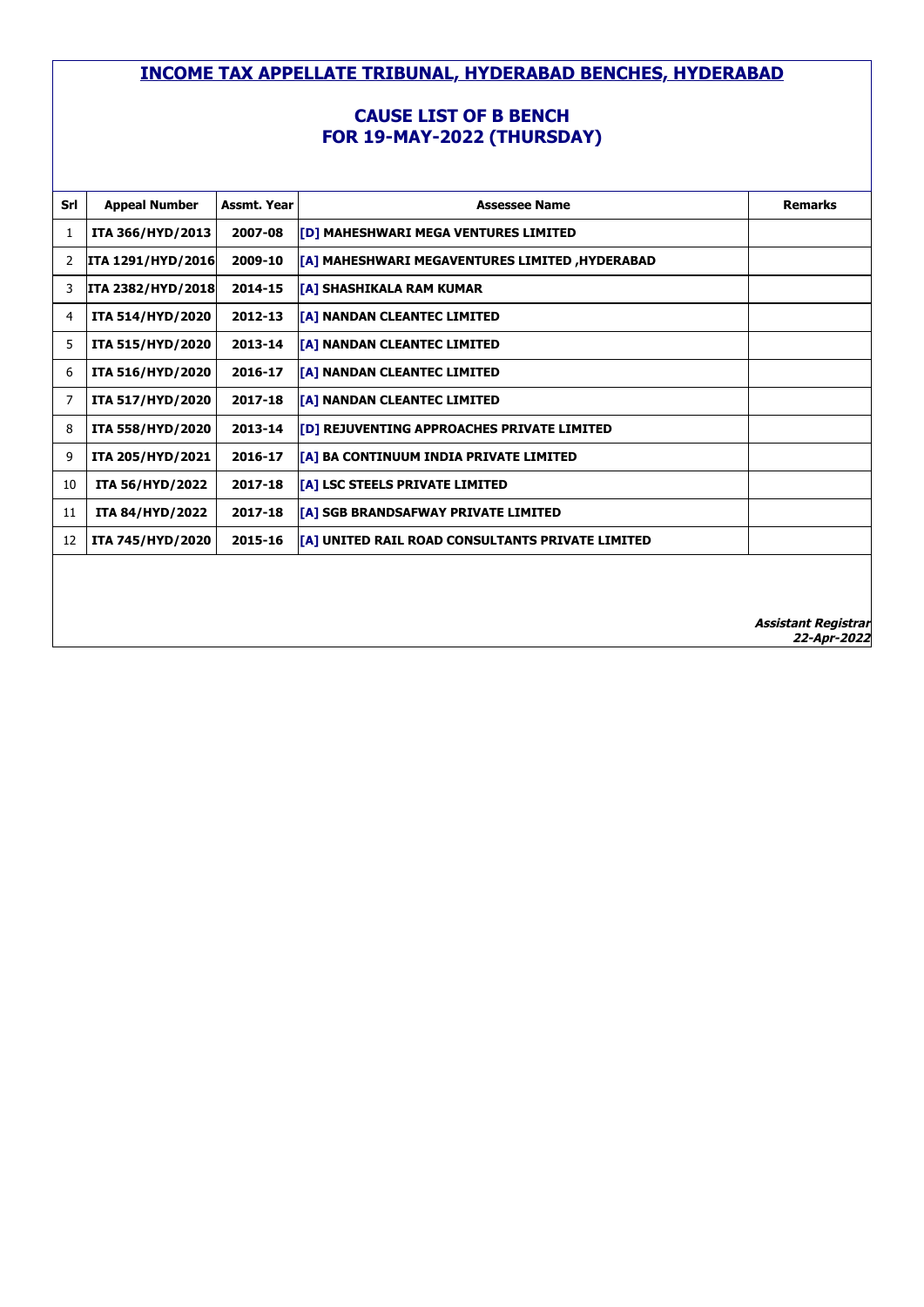# INCOME TAX APPELLATE TRIBUNAL, HYDERABAD BENCHES, HYDERABAD

## CAUSE LIST OF B BENCH
## FOR 19-MAY-2022 (THURSDAY)

| Srl | Appeal Number | Assmt. Year | Assessee Name | Remarks |
|---|---|---|---|---|
| 1 | ITA 366/HYD/2013 | 2007-08 | [D] MAHESHWARI MEGA VENTURES LIMITED | |
| 2 | ITA 1291/HYD/2016 | 2009-10 | [A] MAHESHWARI MEGAVENTURES LIMITED ,HYDERABAD | |
| 3 | ITA 2382/HYD/2018 | 2014-15 | [A] SHASHIKALA RAM KUMAR | |
| 4 | ITA 514/HYD/2020 | 2012-13 | [A] NANDAN CLEANTEC LIMITED | |
| 5 | ITA 515/HYD/2020 | 2013-14 | [A] NANDAN CLEANTEC LIMITED | |
| 6 | ITA 516/HYD/2020 | 2016-17 | [A] NANDAN CLEANTEC LIMITED | |
| 7 | ITA 517/HYD/2020 | 2017-18 | [A] NANDAN CLEANTEC LIMITED | |
| 8 | ITA 558/HYD/2020 | 2013-14 | [D] REJUVENTING APPROACHES PRIVATE LIMITED | |
| 9 | ITA 205/HYD/2021 | 2016-17 | [A] BA CONTINUUM INDIA PRIVATE LIMITED | |
| 10 | ITA 56/HYD/2022 | 2017-18 | [A] LSC STEELS PRIVATE LIMITED | |
| 11 | ITA 84/HYD/2022 | 2017-18 | [A] SGB BRANDSAFWAY PRIVATE LIMITED | |
| 12 | ITA 745/HYD/2020 | 2015-16 | [A] UNITED RAIL ROAD CONSULTANTS PRIVATE LIMITED | |

***Assistant Registrar***
***22-Apr-2022***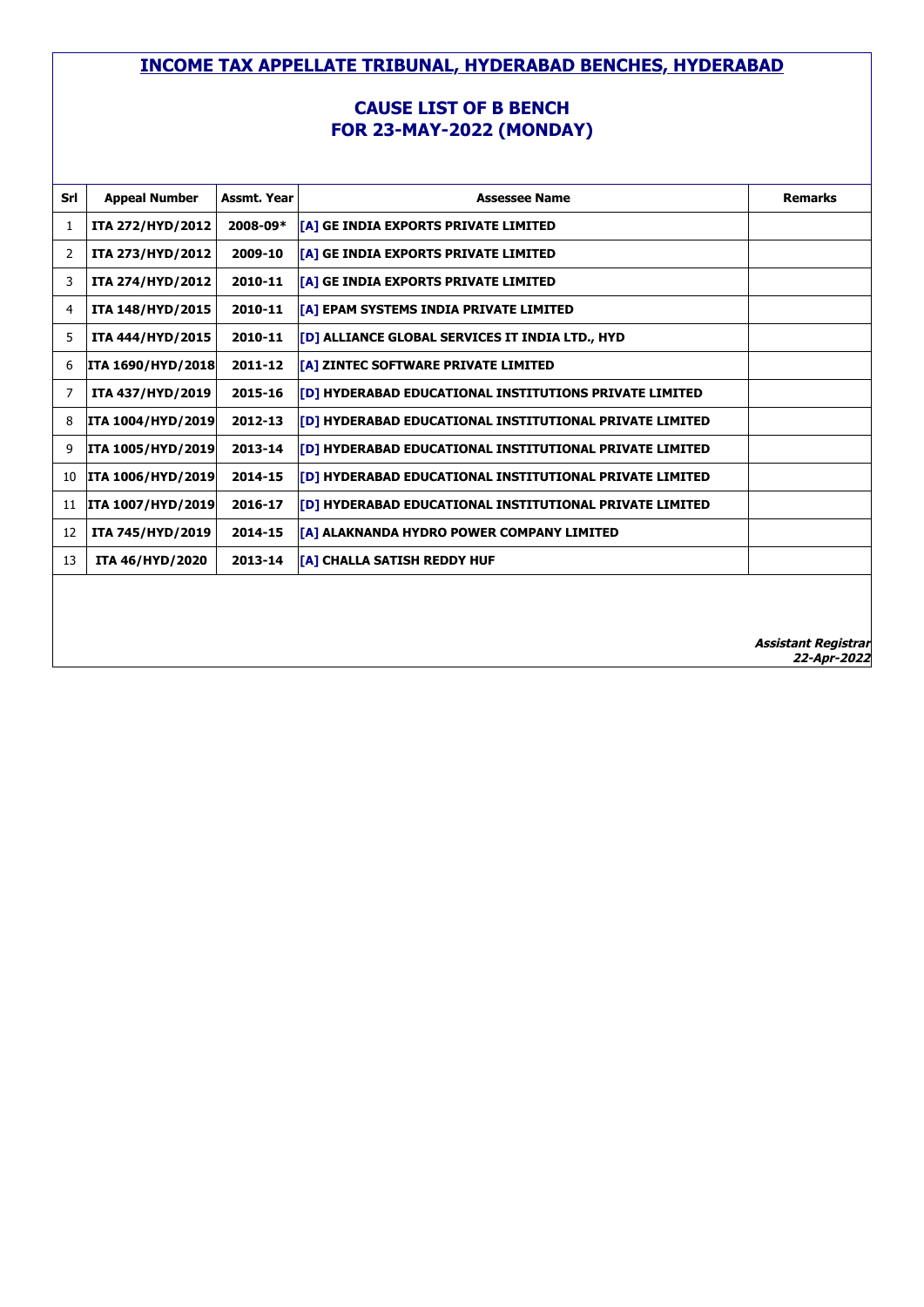# INCOME TAX APPELLATE TRIBUNAL, HYDERABAD BENCHES, HYDERABAD

## CAUSE LIST OF B BENCH
## FOR 23-MAY-2022 (MONDAY)

| Srl | Appeal Number | Assmt. Year | Assessee Name | Remarks |
|---|---|---|---|---|
| 1 | ITA 272/HYD/2012 | 2008-09* | [A] GE INDIA EXPORTS PRIVATE LIMITED | |
| 2 | ITA 273/HYD/2012 | 2009-10 | [A] GE INDIA EXPORTS PRIVATE LIMITED | |
| 3 | ITA 274/HYD/2012 | 2010-11 | [A] GE INDIA EXPORTS PRIVATE LIMITED | |
| 4 | ITA 148/HYD/2015 | 2010-11 | [A] EPAM SYSTEMS INDIA PRIVATE LIMITED | |
| 5 | ITA 444/HYD/2015 | 2010-11 | [D] ALLIANCE GLOBAL SERVICES IT INDIA LTD., HYD | |
| 6 | ITA 1690/HYD/2018 | 2011-12 | [A] ZINTEC SOFTWARE PRIVATE LIMITED | |
| 7 | ITA 437/HYD/2019 | 2015-16 | [D] HYDERABAD EDUCATIONAL INSTITUTIONS PRIVATE LIMITED | |
| 8 | ITA 1004/HYD/2019 | 2012-13 | [D] HYDERABAD EDUCATIONAL INSTITUTIONAL PRIVATE LIMITED | |
| 9 | ITA 1005/HYD/2019 | 2013-14 | [D] HYDERABAD EDUCATIONAL INSTITUTIONAL PRIVATE LIMITED | |
| 10 | ITA 1006/HYD/2019 | 2014-15 | [D] HYDERABAD EDUCATIONAL INSTITUTIONAL PRIVATE LIMITED | |
| 11 | ITA 1007/HYD/2019 | 2016-17 | [D] HYDERABAD EDUCATIONAL INSTITUTIONAL PRIVATE LIMITED | |
| 12 | ITA 745/HYD/2019 | 2014-15 | [A] ALAKNANDA HYDRO POWER COMPANY LIMITED | |
| 13 | ITA 46/HYD/2020 | 2013-14 | [A] CHALLA SATISH REDDY HUF | |

***Assistant Registrar***
***22-Apr-2022***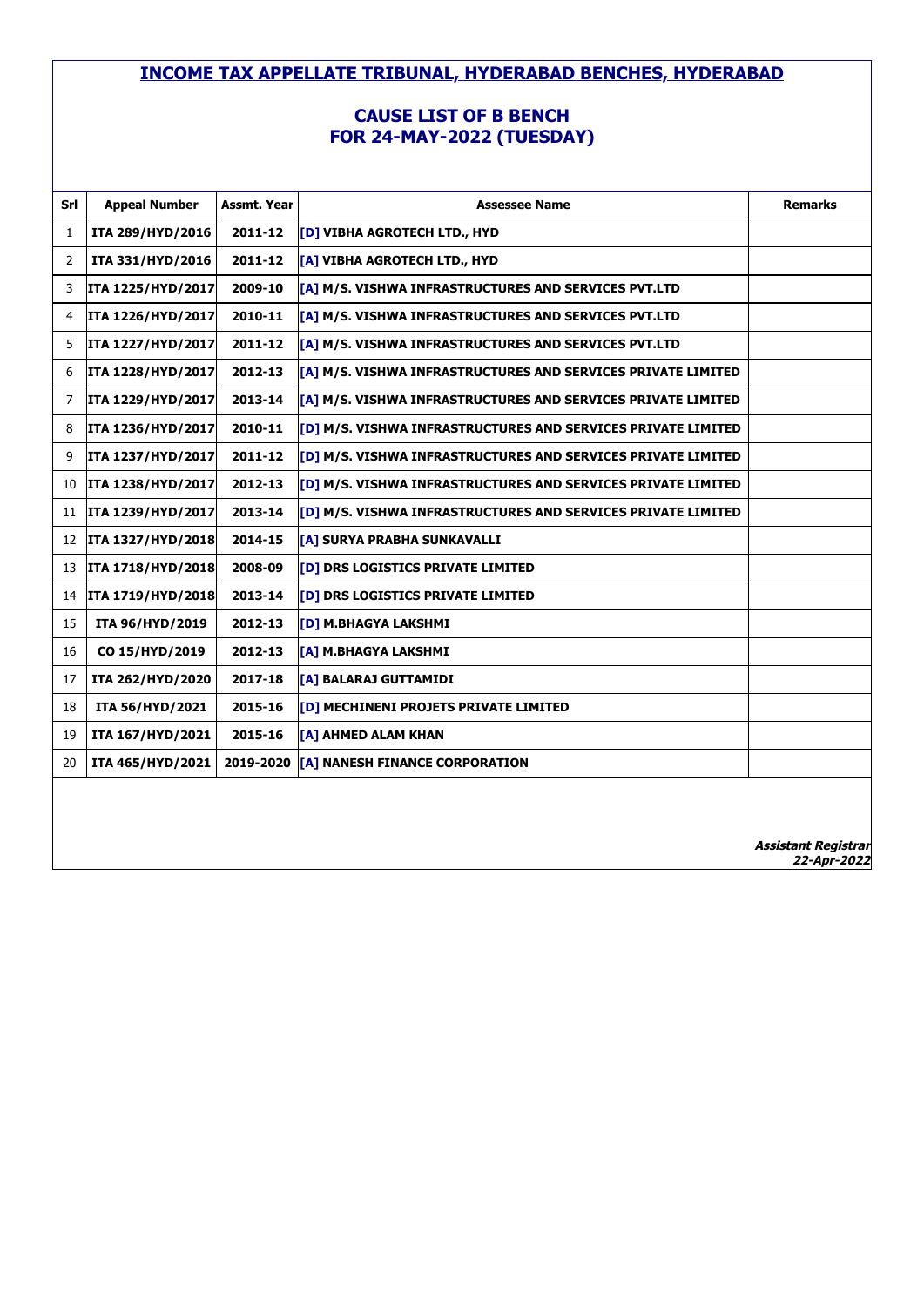# INCOME TAX APPELLATE TRIBUNAL, HYDERABAD BENCHES, HYDERABAD

## CAUSE LIST OF B BENCH
## FOR 24-MAY-2022 (TUESDAY)

| Srl | Appeal Number | Assmt. Year | Assessee Name | Remarks |
|---|---|---|---|---|
| 1 | ITA 289/HYD/2016 | 2011-12 | [D] VIBHA AGROTECH LTD., HYD | |
| 2 | ITA 331/HYD/2016 | 2011-12 | [A] VIBHA AGROTECH LTD., HYD | |
| 3 | ITA 1225/HYD/2017 | 2009-10 | [A] M/S. VISHWA INFRASTRUCTURES AND SERVICES PVT.LTD | |
| 4 | ITA 1226/HYD/2017 | 2010-11 | [A] M/S. VISHWA INFRASTRUCTURES AND SERVICES PVT.LTD | |
| 5 | ITA 1227/HYD/2017 | 2011-12 | [A] M/S. VISHWA INFRASTRUCTURES AND SERVICES PVT.LTD | |
| 6 | ITA 1228/HYD/2017 | 2012-13 | [A] M/S. VISHWA INFRASTRUCTURES AND SERVICES PRIVATE LIMITED | |
| 7 | ITA 1229/HYD/2017 | 2013-14 | [A] M/S. VISHWA INFRASTRUCTURES AND SERVICES PRIVATE LIMITED | |
| 8 | ITA 1236/HYD/2017 | 2010-11 | [D] M/S. VISHWA INFRASTRUCTURES AND SERVICES PRIVATE LIMITED | |
| 9 | ITA 1237/HYD/2017 | 2011-12 | [D] M/S. VISHWA INFRASTRUCTURES AND SERVICES PRIVATE LIMITED | |
| 10 | ITA 1238/HYD/2017 | 2012-13 | [D] M/S. VISHWA INFRASTRUCTURES AND SERVICES PRIVATE LIMITED | |
| 11 | ITA 1239/HYD/2017 | 2013-14 | [D] M/S. VISHWA INFRASTRUCTURES AND SERVICES PRIVATE LIMITED | |
| 12 | ITA 1327/HYD/2018 | 2014-15 | [A] SURYA PRABHA SUNKAVALLI | |
| 13 | ITA 1718/HYD/2018 | 2008-09 | [D] DRS LOGISTICS PRIVATE LIMITED | |
| 14 | ITA 1719/HYD/2018 | 2013-14 | [D] DRS LOGISTICS PRIVATE LIMITED | |
| 15 | ITA 96/HYD/2019 | 2012-13 | [D] M.BHAGYA LAKSHMI | |
| 16 | CO 15/HYD/2019 | 2012-13 | [A] M.BHAGYA LAKSHMI | |
| 17 | ITA 262/HYD/2020 | 2017-18 | [A] BALARAJ GUTTAMIDI | |
| 18 | ITA 56/HYD/2021 | 2015-16 | [D] MECHINENI PROJETS PRIVATE LIMITED | |
| 19 | ITA 167/HYD/2021 | 2015-16 | [A] AHMED ALAM KHAN | |
| 20 | ITA 465/HYD/2021 | 2019-2020 | [A] NANESH FINANCE CORPORATION | |

***Assistant Registrar***
***22-Apr-2022***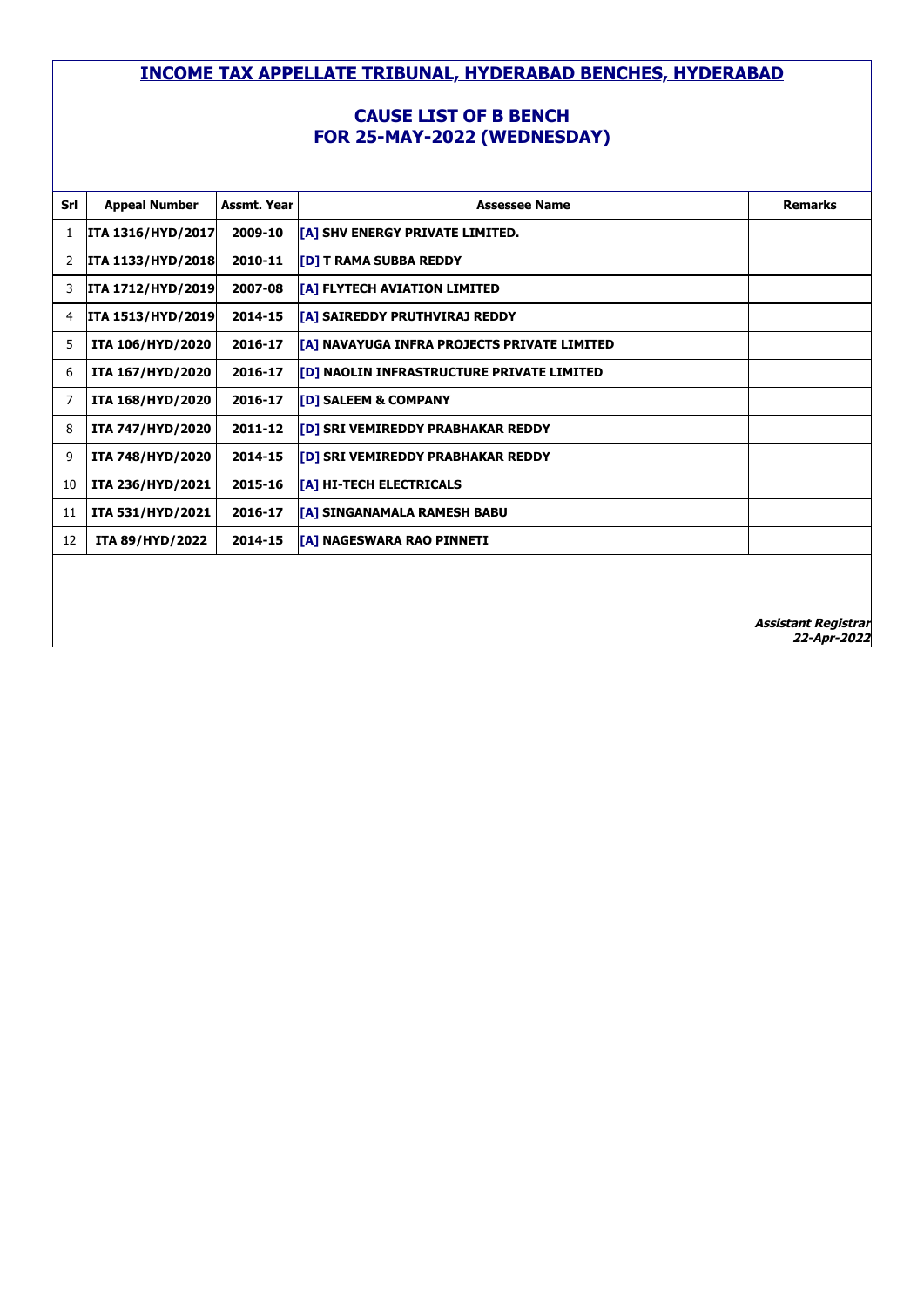# INCOME TAX APPELLATE TRIBUNAL, HYDERABAD BENCHES, HYDERABAD

## CAUSE LIST OF B BENCH
## FOR 25-MAY-2022 (WEDNESDAY)

| Srl | Appeal Number | Assmt. Year | Assessee Name | Remarks |
|---|---|---|---|---|
| 1 | ITA 1316/HYD/2017 | 2009-10 | [A] SHV ENERGY PRIVATE LIMITED. | |
| 2 | ITA 1133/HYD/2018 | 2010-11 | [D] T RAMA SUBBA REDDY | |
| 3 | ITA 1712/HYD/2019 | 2007-08 | [A] FLYTECH AVIATION LIMITED | |
| 4 | ITA 1513/HYD/2019 | 2014-15 | [A] SAIREDDY PRUTHVIRAJ REDDY | |
| 5 | ITA 106/HYD/2020 | 2016-17 | [A] NAVAYUGA INFRA PROJECTS PRIVATE LIMITED | |
| 6 | ITA 167/HYD/2020 | 2016-17 | [D] NAOLIN INFRASTRUCTURE PRIVATE LIMITED | |
| 7 | ITA 168/HYD/2020 | 2016-17 | [D] SALEEM & COMPANY | |
| 8 | ITA 747/HYD/2020 | 2011-12 | [D] SRI VEMIREDDY PRABHAKAR REDDY | |
| 9 | ITA 748/HYD/2020 | 2014-15 | [D] SRI VEMIREDDY PRABHAKAR REDDY | |
| 10 | ITA 236/HYD/2021 | 2015-16 | [A] HI-TECH ELECTRICALS | |
| 11 | ITA 531/HYD/2021 | 2016-17 | [A] SINGANAMALA RAMESH BABU | |
| 12 | ITA 89/HYD/2022 | 2014-15 | [A] NAGESWARA RAO PINNETI | |

***Assistant Registrar***
***22-Apr-2022***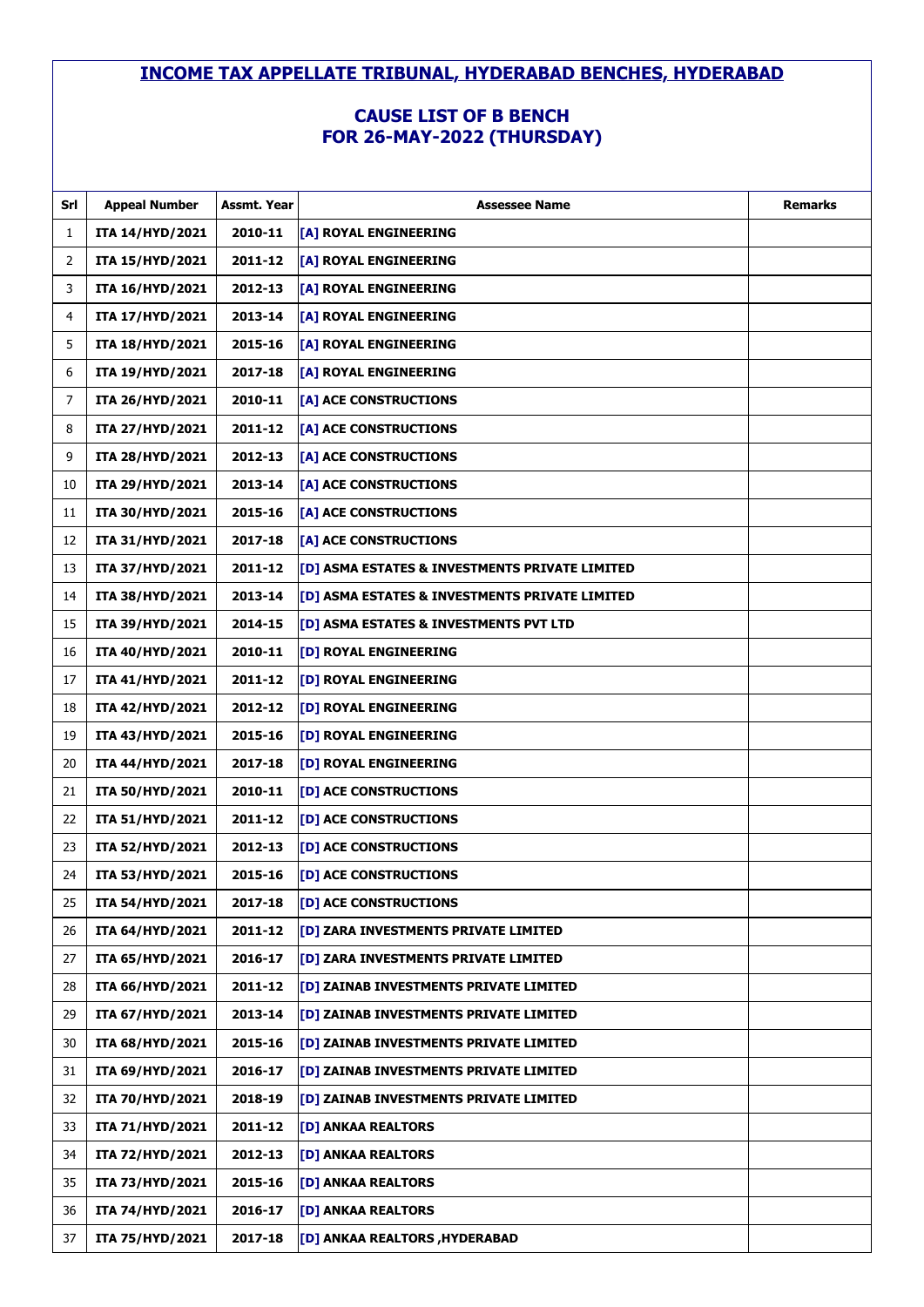## INCOME TAX APPELLATE TRIBUNAL, HYDERABAD BENCHES, HYDERABAD

### CAUSE LIST OF B BENCH
### FOR 26-MAY-2022 (THURSDAY)

| Srl | Appeal Number | Assmt. Year | Assessee Name | Remarks |
|---|---|---|---|---|
| 1 | ITA 14/HYD/2021 | 2010-11 | [A] ROYAL ENGINEERING | |
| 2 | ITA 15/HYD/2021 | 2011-12 | [A] ROYAL ENGINEERING | |
| 3 | ITA 16/HYD/2021 | 2012-13 | [A] ROYAL ENGINEERING | |
| 4 | ITA 17/HYD/2021 | 2013-14 | [A] ROYAL ENGINEERING | |
| 5 | ITA 18/HYD/2021 | 2015-16 | [A] ROYAL ENGINEERING | |
| 6 | ITA 19/HYD/2021 | 2017-18 | [A] ROYAL ENGINEERING | |
| 7 | ITA 26/HYD/2021 | 2010-11 | [A] ACE CONSTRUCTIONS | |
| 8 | ITA 27/HYD/2021 | 2011-12 | [A] ACE CONSTRUCTIONS | |
| 9 | ITA 28/HYD/2021 | 2012-13 | [A] ACE CONSTRUCTIONS | |
| 10 | ITA 29/HYD/2021 | 2013-14 | [A] ACE CONSTRUCTIONS | |
| 11 | ITA 30/HYD/2021 | 2015-16 | [A] ACE CONSTRUCTIONS | |
| 12 | ITA 31/HYD/2021 | 2017-18 | [A] ACE CONSTRUCTIONS | |
| 13 | ITA 37/HYD/2021 | 2011-12 | [D] ASMA ESTATES & INVESTMENTS PRIVATE LIMITED | |
| 14 | ITA 38/HYD/2021 | 2013-14 | [D] ASMA ESTATES & INVESTMENTS PRIVATE LIMITED | |
| 15 | ITA 39/HYD/2021 | 2014-15 | [D] ASMA ESTATES & INVESTMENTS PVT LTD | |
| 16 | ITA 40/HYD/2021 | 2010-11 | [D] ROYAL ENGINEERING | |
| 17 | ITA 41/HYD/2021 | 2011-12 | [D] ROYAL ENGINEERING | |
| 18 | ITA 42/HYD/2021 | 2012-12 | [D] ROYAL ENGINEERING | |
| 19 | ITA 43/HYD/2021 | 2015-16 | [D] ROYAL ENGINEERING | |
| 20 | ITA 44/HYD/2021 | 2017-18 | [D] ROYAL ENGINEERING | |
| 21 | ITA 50/HYD/2021 | 2010-11 | [D] ACE CONSTRUCTIONS | |
| 22 | ITA 51/HYD/2021 | 2011-12 | [D] ACE CONSTRUCTIONS | |
| 23 | ITA 52/HYD/2021 | 2012-13 | [D] ACE CONSTRUCTIONS | |
| 24 | ITA 53/HYD/2021 | 2015-16 | [D] ACE CONSTRUCTIONS | |
| 25 | ITA 54/HYD/2021 | 2017-18 | [D] ACE CONSTRUCTIONS | |
| 26 | ITA 64/HYD/2021 | 2011-12 | [D] ZARA INVESTMENTS PRIVATE LIMITED | |
| 27 | ITA 65/HYD/2021 | 2016-17 | [D] ZARA INVESTMENTS PRIVATE LIMITED | |
| 28 | ITA 66/HYD/2021 | 2011-12 | [D] ZAINAB INVESTMENTS PRIVATE LIMITED | |
| 29 | ITA 67/HYD/2021 | 2013-14 | [D] ZAINAB INVESTMENTS PRIVATE LIMITED | |
| 30 | ITA 68/HYD/2021 | 2015-16 | [D] ZAINAB INVESTMENTS PRIVATE LIMITED | |
| 31 | ITA 69/HYD/2021 | 2016-17 | [D] ZAINAB INVESTMENTS PRIVATE LIMITED | |
| 32 | ITA 70/HYD/2021 | 2018-19 | [D] ZAINAB INVESTMENTS PRIVATE LIMITED | |
| 33 | ITA 71/HYD/2021 | 2011-12 | [D] ANKAA REALTORS | |
| 34 | ITA 72/HYD/2021 | 2012-13 | [D] ANKAA REALTORS | |
| 35 | ITA 73/HYD/2021 | 2015-16 | [D] ANKAA REALTORS | |
| 36 | ITA 74/HYD/2021 | 2016-17 | [D] ANKAA REALTORS | |
| 37 | ITA 75/HYD/2021 | 2017-18 | [D] ANKAA REALTORS ,HYDERABAD | |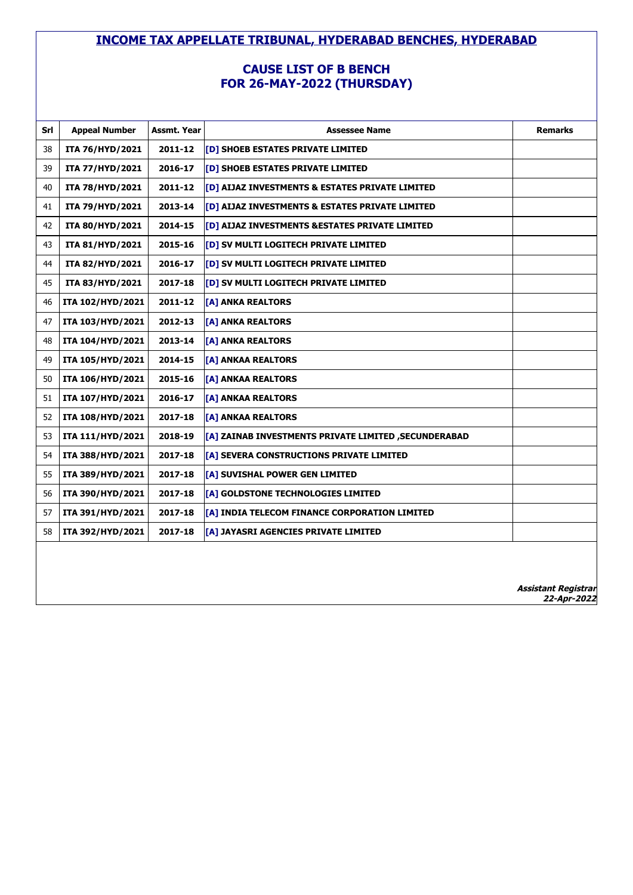# INCOME TAX APPELLATE TRIBUNAL, HYDERABAD BENCHES, HYDERABAD

## CAUSE LIST OF B BENCH
## FOR 26-MAY-2022 (THURSDAY)

| Srl | Appeal Number | Assmt. Year | Assessee Name | Remarks |
|---|---|---|---|---|
| 38 | ITA 76/HYD/2021 | 2011-12 | [D] SHOEB ESTATES PRIVATE LIMITED | |
| 39 | ITA 77/HYD/2021 | 2016-17 | [D] SHOEB ESTATES PRIVATE LIMITED | |
| 40 | ITA 78/HYD/2021 | 2011-12 | [D] AIJAZ INVESTMENTS & ESTATES PRIVATE LIMITED | |
| 41 | ITA 79/HYD/2021 | 2013-14 | [D] AIJAZ INVESTMENTS & ESTATES PRIVATE LIMITED | |
| 42 | ITA 80/HYD/2021 | 2014-15 | [D] AIJAZ INVESTMENTS &ESTATES PRIVATE LIMITED | |
| 43 | ITA 81/HYD/2021 | 2015-16 | [D] SV MULTI LOGITECH PRIVATE LIMITED | |
| 44 | ITA 82/HYD/2021 | 2016-17 | [D] SV MULTI LOGITECH PRIVATE LIMITED | |
| 45 | ITA 83/HYD/2021 | 2017-18 | [D] SV MULTI LOGITECH PRIVATE LIMITED | |
| 46 | ITA 102/HYD/2021 | 2011-12 | [A] ANKA REALTORS | |
| 47 | ITA 103/HYD/2021 | 2012-13 | [A] ANKA REALTORS | |
| 48 | ITA 104/HYD/2021 | 2013-14 | [A] ANKA REALTORS | |
| 49 | ITA 105/HYD/2021 | 2014-15 | [A] ANKAA REALTORS | |
| 50 | ITA 106/HYD/2021 | 2015-16 | [A] ANKAA REALTORS | |
| 51 | ITA 107/HYD/2021 | 2016-17 | [A] ANKAA REALTORS | |
| 52 | ITA 108/HYD/2021 | 2017-18 | [A] ANKAA REALTORS | |
| 53 | ITA 111/HYD/2021 | 2018-19 | [A] ZAINAB INVESTMENTS PRIVATE LIMITED ,SECUNDERABAD | |
| 54 | ITA 388/HYD/2021 | 2017-18 | [A] SEVERA CONSTRUCTIONS PRIVATE LIMITED | |
| 55 | ITA 389/HYD/2021 | 2017-18 | [A] SUVISHAL POWER GEN LIMITED | |
| 56 | ITA 390/HYD/2021 | 2017-18 | [A] GOLDSTONE TECHNOLOGIES LIMITED | |
| 57 | ITA 391/HYD/2021 | 2017-18 | [A] INDIA TELECOM FINANCE CORPORATION LIMITED | |
| 58 | ITA 392/HYD/2021 | 2017-18 | [A] JAYASRI AGENCIES PRIVATE LIMITED | |

***Assistant Registrar***
***22-Apr-2022***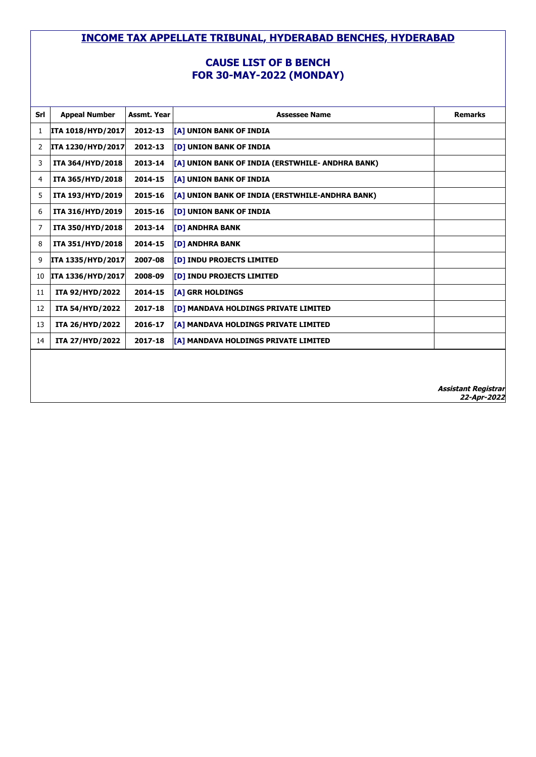# INCOME TAX APPELLATE TRIBUNAL, HYDERABAD BENCHES, HYDERABAD

## CAUSE LIST OF B BENCH
## FOR 30-MAY-2022 (MONDAY)

| Srl | Appeal Number | Assmt. Year | Assessee Name | Remarks |
|---|---|---|---|---|
| 1 | ITA 1018/HYD/2017 | 2012-13 | [A] UNION BANK OF INDIA | |
| 2 | ITA 1230/HYD/2017 | 2012-13 | [D] UNION BANK OF INDIA | |
| 3 | ITA 364/HYD/2018 | 2013-14 | [A] UNION BANK OF INDIA (ERSTWHILE- ANDHRA BANK) | |
| 4 | ITA 365/HYD/2018 | 2014-15 | [A] UNION BANK OF INDIA | |
| 5 | ITA 193/HYD/2019 | 2015-16 | [A] UNION BANK OF INDIA (ERSTWHILE-ANDHRA BANK) | |
| 6 | ITA 316/HYD/2019 | 2015-16 | [D] UNION BANK OF INDIA | |
| 7 | ITA 350/HYD/2018 | 2013-14 | [D] ANDHRA BANK | |
| 8 | ITA 351/HYD/2018 | 2014-15 | [D] ANDHRA BANK | |
| 9 | ITA 1335/HYD/2017 | 2007-08 | [D] INDU PROJECTS LIMITED | |
| 10 | ITA 1336/HYD/2017 | 2008-09 | [D] INDU PROJECTS LIMITED | |
| 11 | ITA 92/HYD/2022 | 2014-15 | [A] GRR HOLDINGS | |
| 12 | ITA 54/HYD/2022 | 2017-18 | [D] MANDAVA HOLDINGS PRIVATE LIMITED | |
| 13 | ITA 26/HYD/2022 | 2016-17 | [A] MANDAVA HOLDINGS PRIVATE LIMITED | |
| 14 | ITA 27/HYD/2022 | 2017-18 | [A] MANDAVA HOLDINGS PRIVATE LIMITED | |

***Assistant Registrar***
***22-Apr-2022***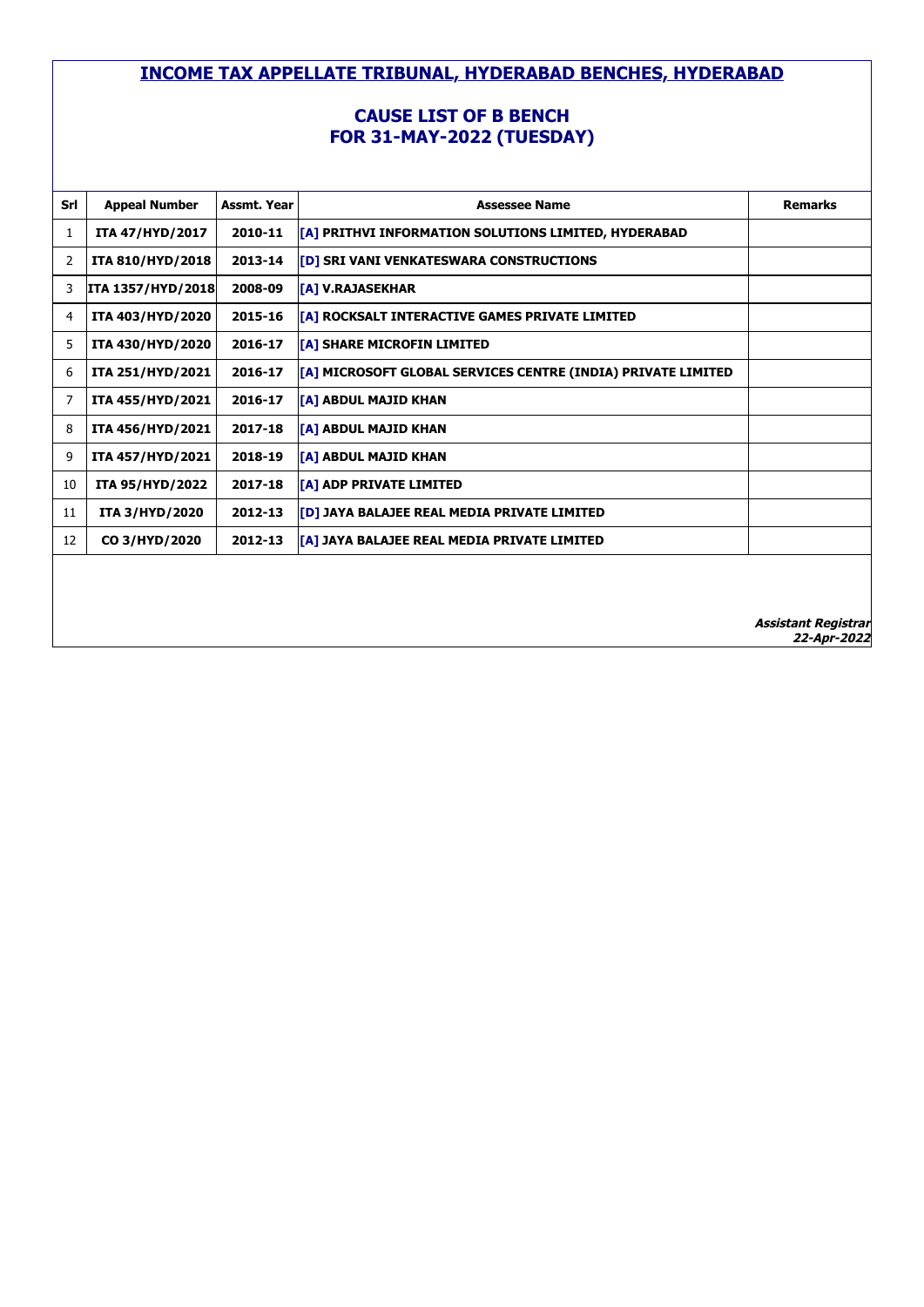# INCOME TAX APPELLATE TRIBUNAL, HYDERABAD BENCHES, HYDERABAD

## CAUSE LIST OF B BENCH
## FOR 31-MAY-2022 (TUESDAY)

| Srl | Appeal Number | Assmt. Year | Assessee Name | Remarks |
|---|---|---|---|---|
| 1 | ITA 47/HYD/2017 | 2010-11 | [A] PRITHVI INFORMATION SOLUTIONS LIMITED, HYDERABAD | |
| 2 | ITA 810/HYD/2018 | 2013-14 | [D] SRI VANI VENKATESWARA CONSTRUCTIONS | |
| 3 | ITA 1357/HYD/2018 | 2008-09 | [A] V.RAJASEKHAR | |
| 4 | ITA 403/HYD/2020 | 2015-16 | [A] ROCKSALT INTERACTIVE GAMES PRIVATE LIMITED | |
| 5 | ITA 430/HYD/2020 | 2016-17 | [A] SHARE MICROFIN LIMITED | |
| 6 | ITA 251/HYD/2021 | 2016-17 | [A] MICROSOFT GLOBAL SERVICES CENTRE (INDIA) PRIVATE LIMITED | |
| 7 | ITA 455/HYD/2021 | 2016-17 | [A] ABDUL MAJID KHAN | |
| 8 | ITA 456/HYD/2021 | 2017-18 | [A] ABDUL MAJID KHAN | |
| 9 | ITA 457/HYD/2021 | 2018-19 | [A] ABDUL MAJID KHAN | |
| 10 | ITA 95/HYD/2022 | 2017-18 | [A] ADP PRIVATE LIMITED | |
| 11 | ITA 3/HYD/2020 | 2012-13 | [D] JAYA BALAJEE REAL MEDIA PRIVATE LIMITED | |
| 12 | CO 3/HYD/2020 | 2012-13 | [A] JAYA BALAJEE REAL MEDIA PRIVATE LIMITED | |

***Assistant Registrar***
***22-Apr-2022***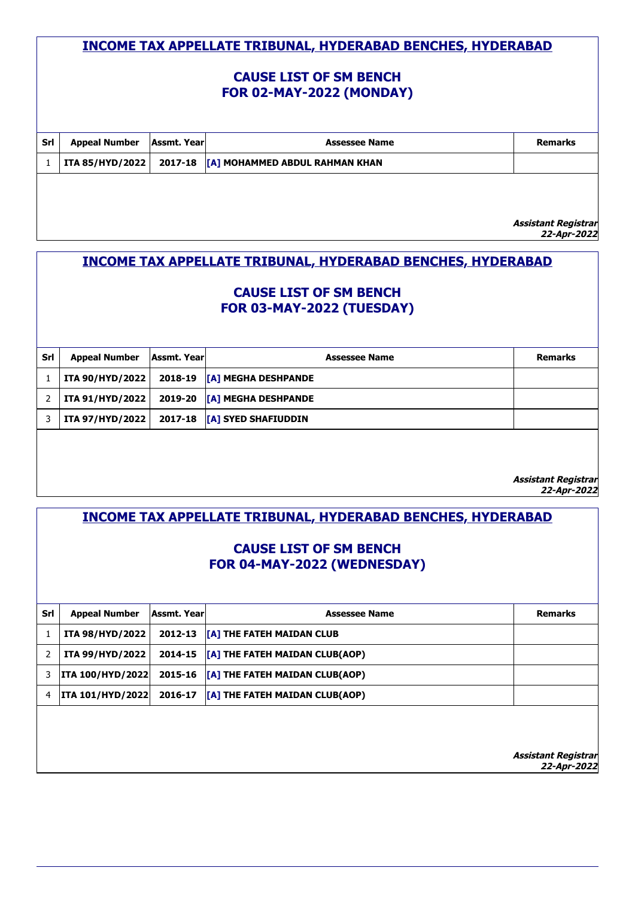## INCOME TAX APPELLATE TRIBUNAL, HYDERABAD BENCHES, HYDERABAD

### CAUSE LIST OF SM BENCH
### FOR 02-MAY-2022 (MONDAY)

| Srl | Appeal Number | Assmt. Year | Assessee Name | Remarks |
|---|---|---|---|---|
| 1 | ITA 85/HYD/2022 | 2017-18 | [A] MOHAMMED ABDUL RAHMAN KHAN | |

***Assistant Registrar***
***22-Apr-2022***

## INCOME TAX APPELLATE TRIBUNAL, HYDERABAD BENCHES, HYDERABAD

### CAUSE LIST OF SM BENCH
### FOR 03-MAY-2022 (TUESDAY)

| Srl | Appeal Number | Assmt. Year | Assessee Name | Remarks |
|---|---|---|---|---|
| 1 | ITA 90/HYD/2022 | 2018-19 | [A] MEGHA DESHPANDE | |
| 2 | ITA 91/HYD/2022 | 2019-20 | [A] MEGHA DESHPANDE | |
| 3 | ITA 97/HYD/2022 | 2017-18 | [A] SYED SHAFIUDDIN | |

***Assistant Registrar***
***22-Apr-2022***

## INCOME TAX APPELLATE TRIBUNAL, HYDERABAD BENCHES, HYDERABAD

### CAUSE LIST OF SM BENCH
### FOR 04-MAY-2022 (WEDNESDAY)

| Srl | Appeal Number | Assmt. Year | Assessee Name | Remarks |
|---|---|---|---|---|
| 1 | ITA 98/HYD/2022 | 2012-13 | [A] THE FATEH MAIDAN CLUB | |
| 2 | ITA 99/HYD/2022 | 2014-15 | [A] THE FATEH MAIDAN CLUB(AOP) | |
| 3 | ITA 100/HYD/2022 | 2015-16 | [A] THE FATEH MAIDAN CLUB(AOP) | |
| 4 | ITA 101/HYD/2022 | 2016-17 | [A] THE FATEH MAIDAN CLUB(AOP) | |

***Assistant Registrar***
***22-Apr-2022***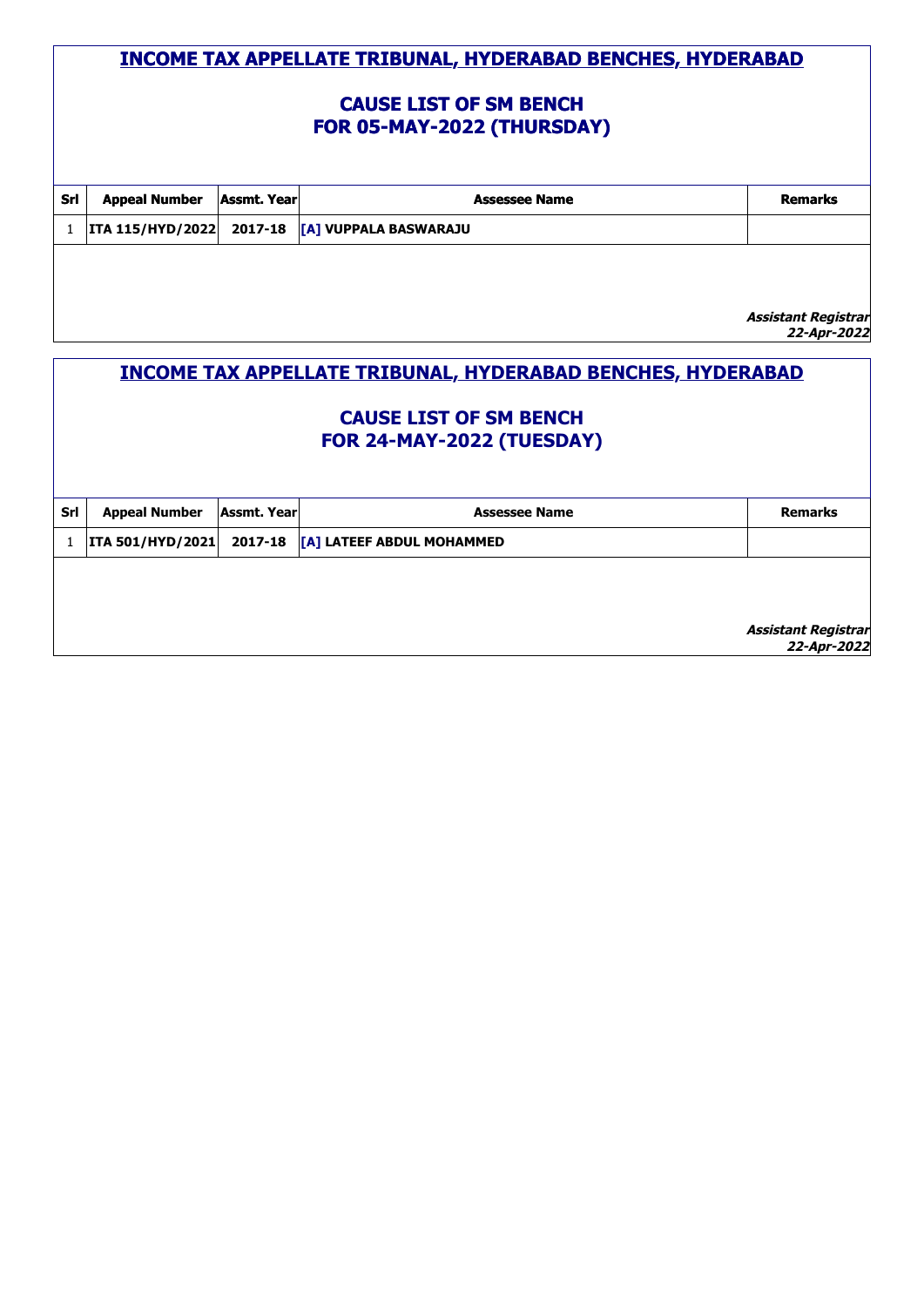# INCOME TAX APPELLATE TRIBUNAL, HYDERABAD BENCHES, HYDERABAD

## CAUSE LIST OF SM BENCH
## FOR 05-MAY-2022 (THURSDAY)

| Srl | Appeal Number | Assmt. Year | Assessee Name | Remarks |
|---|---|---|---|---|
| 1 | ITA 115/HYD/2022 | 2017-18 | [A] VUPPALA BASWARAJU | |

***Assistant Registrar***
***22-Apr-2022***

# INCOME TAX APPELLATE TRIBUNAL, HYDERABAD BENCHES, HYDERABAD

## CAUSE LIST OF SM BENCH
## FOR 24-MAY-2022 (TUESDAY)

| Srl | Appeal Number | Assmt. Year | Assessee Name | Remarks |
|---|---|---|---|---|
| 1 | ITA 501/HYD/2021 | 2017-18 | [A] LATEEF ABDUL MOHAMMED | |

***Assistant Registrar***
***22-Apr-2022***